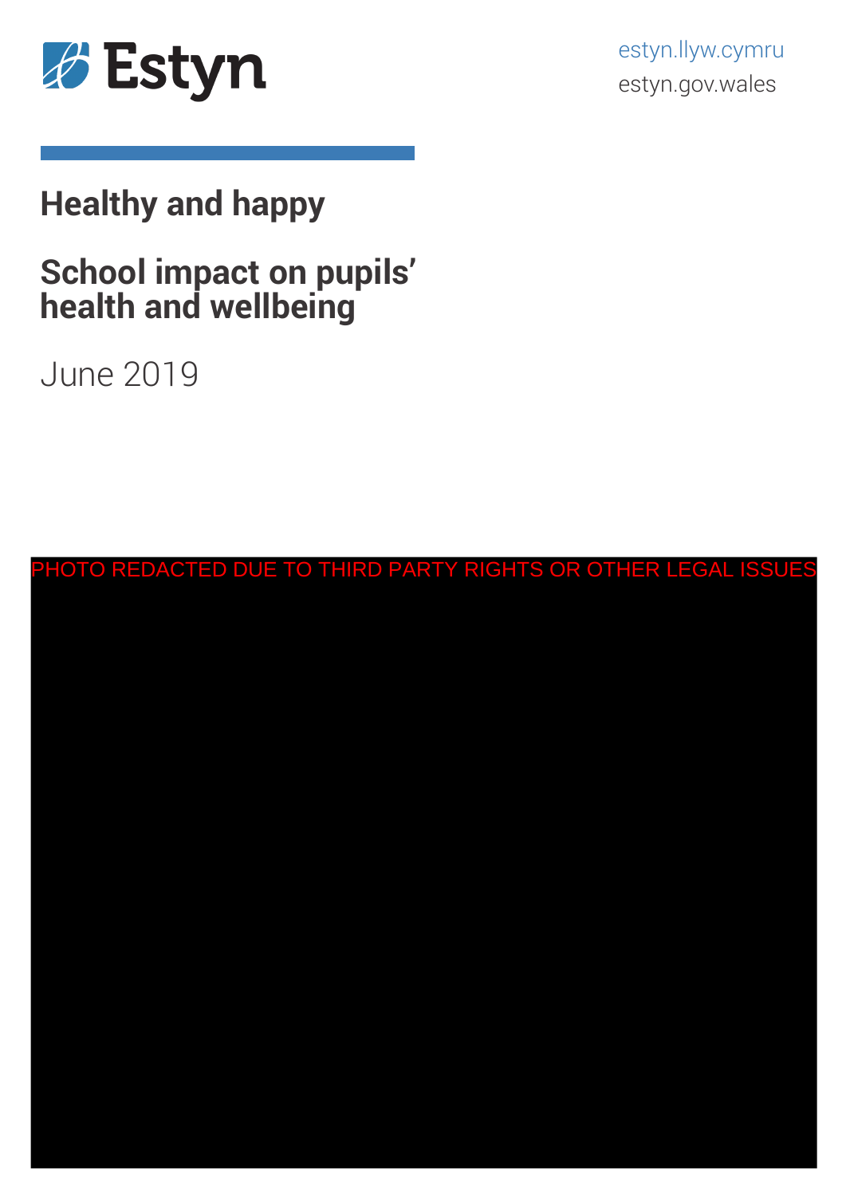Estyn

estyn.llyw.cymru
estyn.gov.wales

# Healthy and happy

## School impact on pupils' health and wellbeing

June 2019

PHOTO REDACTED DUE TO THIRD PARTY RIGHTS OR OTHER LEGAL ISSUES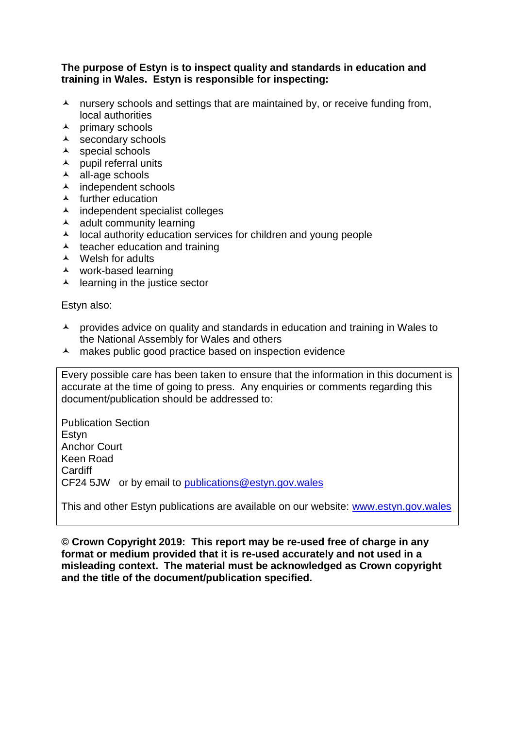**The purpose of Estyn is to inspect quality and standards in education and training in Wales. Estyn is responsible for inspecting:**

- nursery schools and settings that are maintained by, or receive funding from, local authorities
- primary schools
- secondary schools
- special schools
- pupil referral units
- all-age schools
- independent schools
- further education
- independent specialist colleges
- adult community learning
- local authority education services for children and young people
- teacher education and training
- Welsh for adults
- work-based learning
- learning in the justice sector

Estyn also:

- provides advice on quality and standards in education and training in Wales to the National Assembly for Wales and others
- makes public good practice based on inspection evidence

Every possible care has been taken to ensure that the information in this document is accurate at the time of going to press. Any enquiries or comments regarding this document/publication should be addressed to:

Publication Section
Estyn
Anchor Court
Keen Road
Cardiff
CF24 5JW or by email to publications@estyn.gov.wales

This and other Estyn publications are available on our website: www.estyn.gov.wales

**© Crown Copyright 2019: This report may be re-used free of charge in any format or medium provided that it is re-used accurately and not used in a misleading context. The material must be acknowledged as Crown copyright and the title of the document/publication specified.**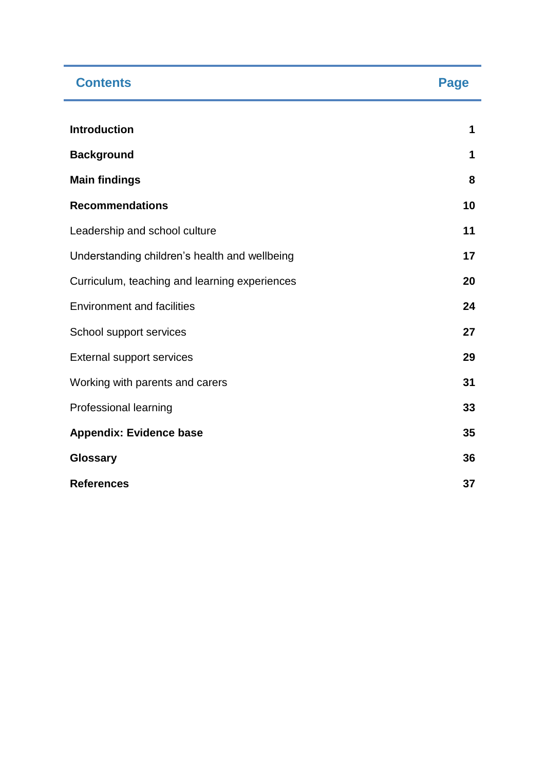| Contents | Page |
|---|---|
| **Introduction** | **1** |
| **Background** | **1** |
| **Main findings** | **8** |
| **Recommendations** | **10** |
| Leadership and school culture | **11** |
| Understanding children's health and wellbeing | **17** |
| Curriculum, teaching and learning experiences | **20** |
| Environment and facilities | **24** |
| School support services | **27** |
| External support services | **29** |
| Working with parents and carers | **31** |
| Professional learning | **33** |
| **Appendix: Evidence base** | **35** |
| **Glossary** | **36** |
| **References** | **37** |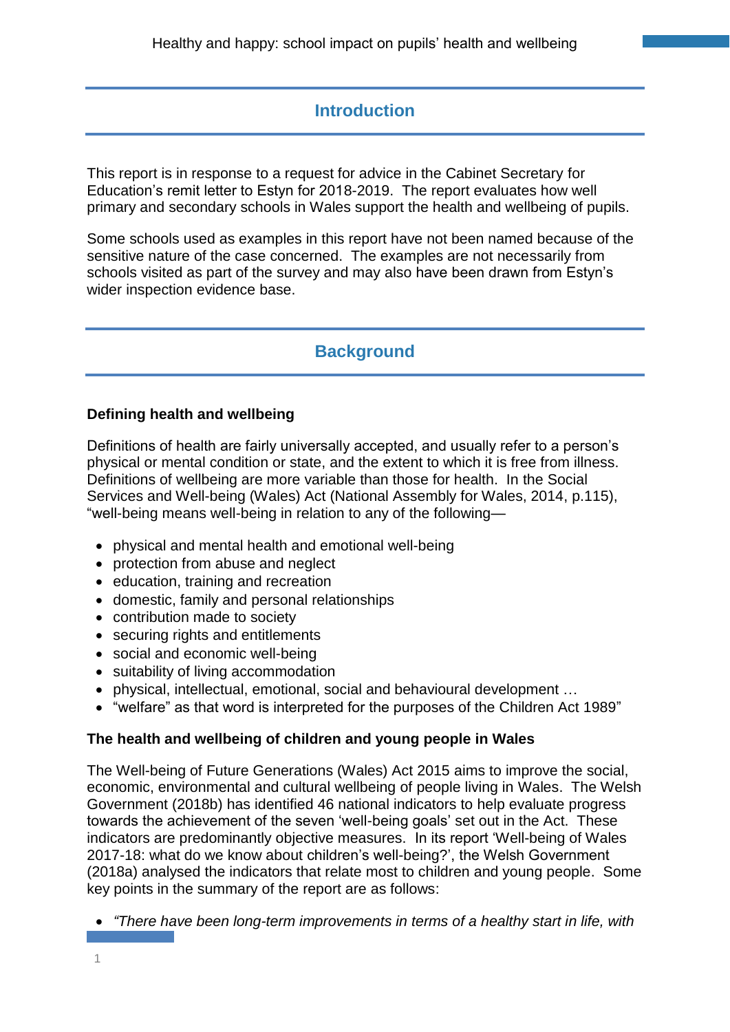## Introduction

This report is in response to a request for advice in the Cabinet Secretary for Education's remit letter to Estyn for 2018-2019. The report evaluates how well primary and secondary schools in Wales support the health and wellbeing of pupils.

Some schools used as examples in this report have not been named because of the sensitive nature of the case concerned. The examples are not necessarily from schools visited as part of the survey and may also have been drawn from Estyn's wider inspection evidence base.

## Background

### Defining health and wellbeing

Definitions of health are fairly universally accepted, and usually refer to a person's physical or mental condition or state, and the extent to which it is free from illness. Definitions of wellbeing are more variable than those for health. In the Social Services and Well-being (Wales) Act (National Assembly for Wales, 2014, p.115), "well-being means well-being in relation to any of the following—

- physical and mental health and emotional well-being
- protection from abuse and neglect
- education, training and recreation
- domestic, family and personal relationships
- contribution made to society
- securing rights and entitlements
- social and economic well-being
- suitability of living accommodation
- physical, intellectual, emotional, social and behavioural development …
- "welfare" as that word is interpreted for the purposes of the Children Act 1989"

### The health and wellbeing of children and young people in Wales

The Well-being of Future Generations (Wales) Act 2015 aims to improve the social, economic, environmental and cultural wellbeing of people living in Wales. The Welsh Government (2018b) has identified 46 national indicators to help evaluate progress towards the achievement of the seven 'well-being goals' set out in the Act. These indicators are predominantly objective measures. In its report 'Well-being of Wales 2017-18: what do we know about children's well-being?', the Welsh Government (2018a) analysed the indicators that relate most to children and young people. Some key points in the summary of the report are as follows:

- *"There have been long-term improvements in terms of a healthy start in life, with*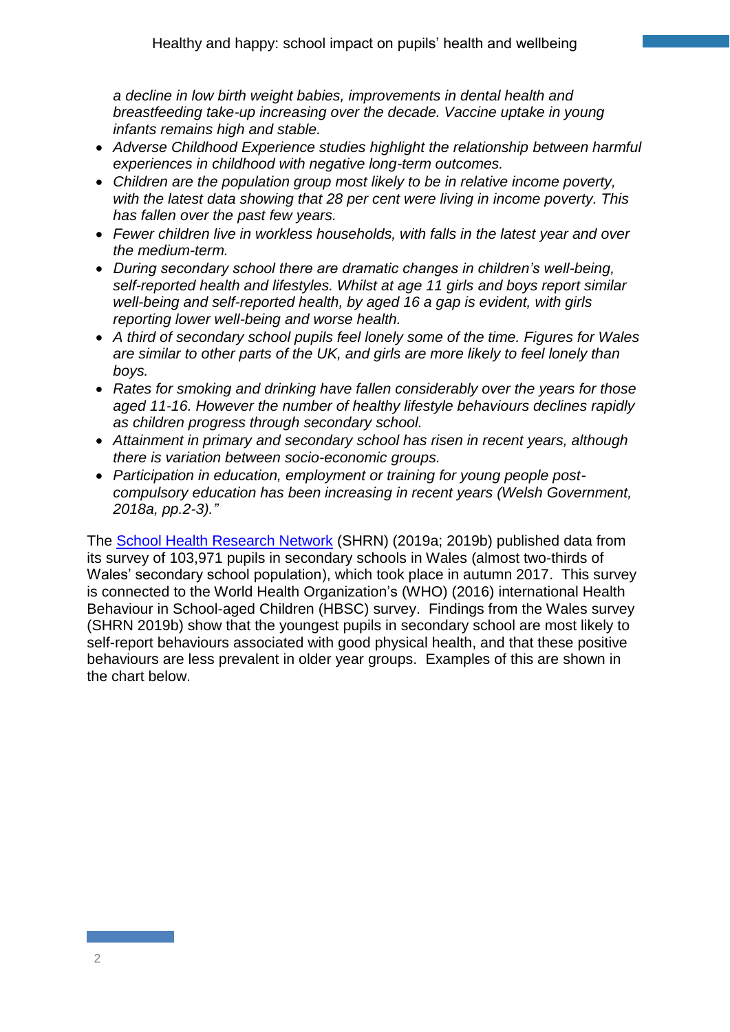*a decline in low birth weight babies, improvements in dental health and breastfeeding take-up increasing over the decade. Vaccine uptake in young infants remains high and stable.*

- *Adverse Childhood Experience studies highlight the relationship between harmful experiences in childhood with negative long-term outcomes.*
- *Children are the population group most likely to be in relative income poverty, with the latest data showing that 28 per cent were living in income poverty. This has fallen over the past few years.*
- *Fewer children live in workless households, with falls in the latest year and over the medium-term.*
- *During secondary school there are dramatic changes in children's well-being, self-reported health and lifestyles. Whilst at age 11 girls and boys report similar well-being and self-reported health, by aged 16 a gap is evident, with girls reporting lower well-being and worse health.*
- *A third of secondary school pupils feel lonely some of the time. Figures for Wales are similar to other parts of the UK, and girls are more likely to feel lonely than boys.*
- *Rates for smoking and drinking have fallen considerably over the years for those aged 11-16. However the number of healthy lifestyle behaviours declines rapidly as children progress through secondary school.*
- *Attainment in primary and secondary school has risen in recent years, although there is variation between socio-economic groups.*
- *Participation in education, employment or training for young people post-compulsory education has been increasing in recent years (Welsh Government, 2018a, pp.2-3)."*

The School Health Research Network (SHRN) (2019a; 2019b) published data from its survey of 103,971 pupils in secondary schools in Wales (almost two-thirds of Wales' secondary school population), which took place in autumn 2017. This survey is connected to the World Health Organization's (WHO) (2016) international Health Behaviour in School-aged Children (HBSC) survey. Findings from the Wales survey (SHRN 2019b) show that the youngest pupils in secondary school are most likely to self-report behaviours associated with good physical health, and that these positive behaviours are less prevalent in older year groups. Examples of this are shown in the chart below.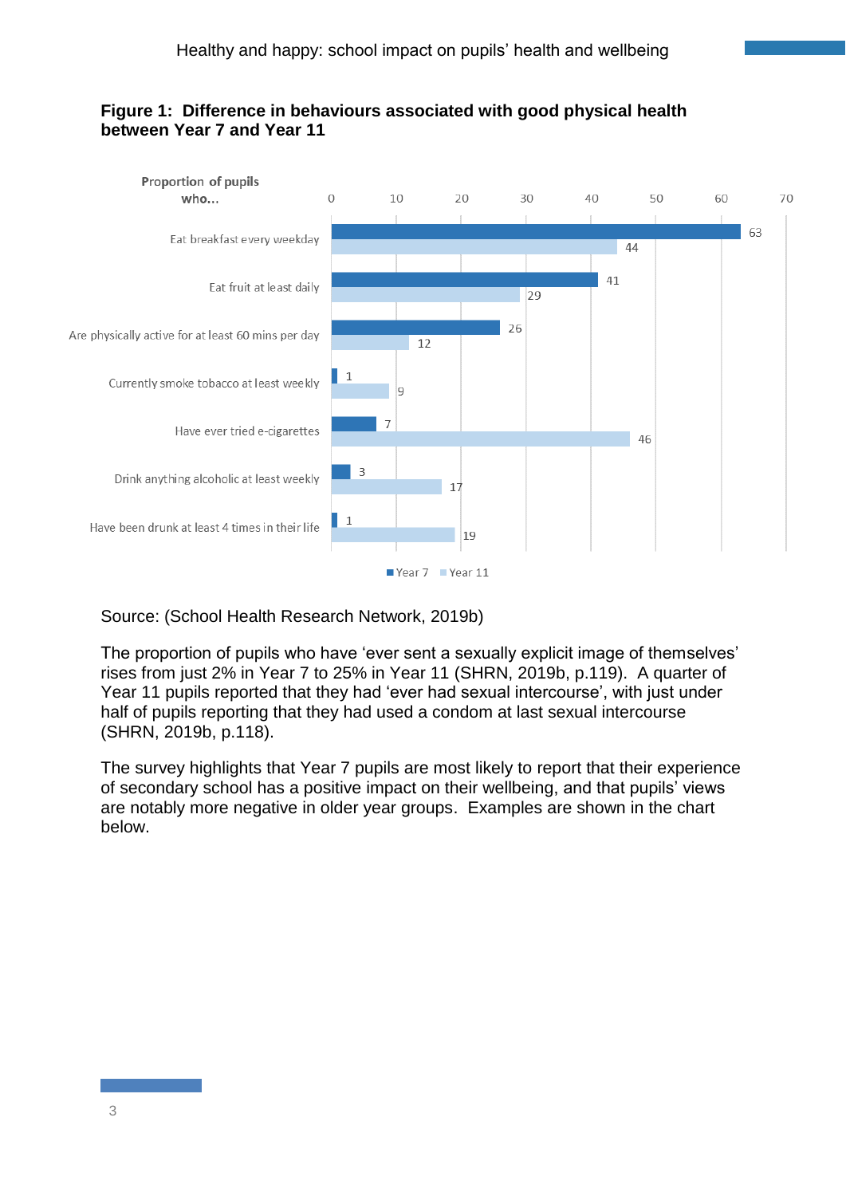**Figure 1: Difference in behaviours associated with good physical health between Year 7 and Year 11**

| Proportion of pupils who... | Year 7 | Year 11 |
|---|---|---|
| Eat breakfast every weekday | 63 | 44 |
| Eat fruit at least daily | 41 | 29 |
| Are physically active for at least 60 mins per day | 26 | 12 |
| Currently smoke tobacco at least weekly | 1 | 9 |
| Have ever tried e-cigarettes | 7 | 46 |
| Drink anything alcoholic at least weekly | 3 | 17 |
| Have been drunk at least 4 times in their life | 1 | 19 |

Source: (School Health Research Network, 2019b)

The proportion of pupils who have ‘ever sent a sexually explicit image of themselves’ rises from just 2% in Year 7 to 25% in Year 11 (SHRN, 2019b, p.119). A quarter of Year 11 pupils reported that they had ‘ever had sexual intercourse’, with just under half of pupils reporting that they had used a condom at last sexual intercourse (SHRN, 2019b, p.118).

The survey highlights that Year 7 pupils are most likely to report that their experience of secondary school has a positive impact on their wellbeing, and that pupils’ views are notably more negative in older year groups. Examples are shown in the chart below.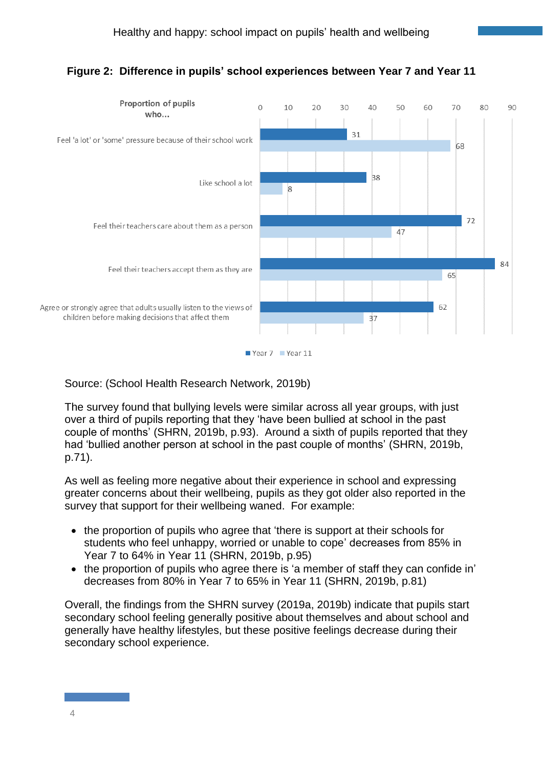**Figure 2: Difference in pupils' school experiences between Year 7 and Year 11**

| Proportion of pupils who... | Year 7 | Year 11 |
|---|---|---|
| Feel 'a lot' or 'some' pressure because of their school work | 31 | 68 |
| Like school a lot | 38 | 8 |
| Feel their teachers care about them as a person | 72 | 47 |
| Feel their teachers accept them as they are | 84 | 65 |
| Agree or strongly agree that adults usually listen to the views of children before making decisions that affect them | 62 | 37 |

Source: (School Health Research Network, 2019b)

The survey found that bullying levels were similar across all year groups, with just over a third of pupils reporting that they 'have been bullied at school in the past couple of months' (SHRN, 2019b, p.93). Around a sixth of pupils reported that they had 'bullied another person at school in the past couple of months' (SHRN, 2019b, p.71).

As well as feeling more negative about their experience in school and expressing greater concerns about their wellbeing, pupils as they got older also reported in the survey that support for their wellbeing waned. For example:

- the proportion of pupils who agree that 'there is support at their schools for students who feel unhappy, worried or unable to cope' decreases from 85% in Year 7 to 64% in Year 11 (SHRN, 2019b, p.95)
- the proportion of pupils who agree there is 'a member of staff they can confide in' decreases from 80% in Year 7 to 65% in Year 11 (SHRN, 2019b, p.81)

Overall, the findings from the SHRN survey (2019a, 2019b) indicate that pupils start secondary school feeling generally positive about themselves and about school and generally have healthy lifestyles, but these positive feelings decrease during their secondary school experience.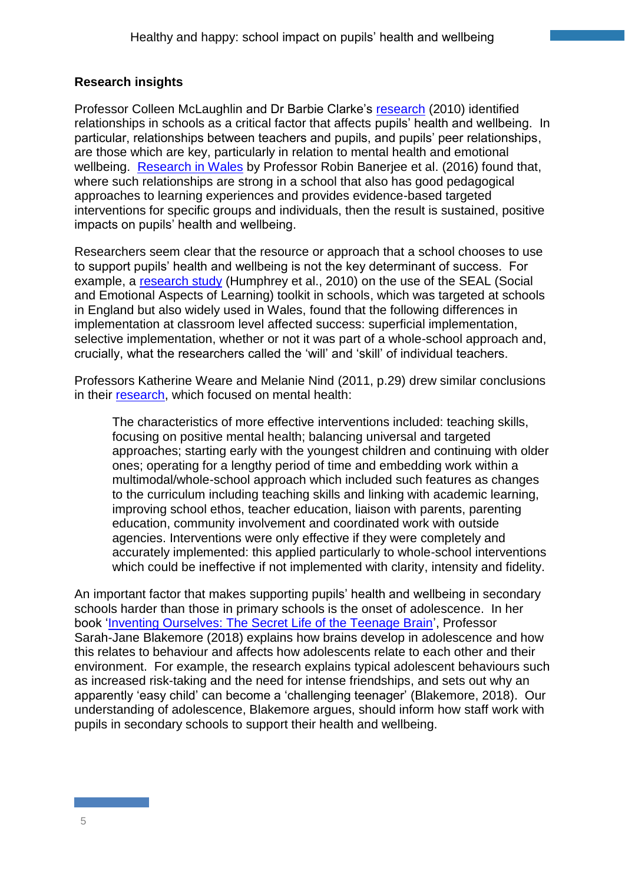## Research insights

Professor Colleen McLaughlin and Dr Barbie Clarke's research (2010) identified relationships in schools as a critical factor that affects pupils' health and wellbeing. In particular, relationships between teachers and pupils, and pupils' peer relationships, are those which are key, particularly in relation to mental health and emotional wellbeing. Research in Wales by Professor Robin Banerjee et al. (2016) found that, where such relationships are strong in a school that also has good pedagogical approaches to learning experiences and provides evidence-based targeted interventions for specific groups and individuals, then the result is sustained, positive impacts on pupils' health and wellbeing.

Researchers seem clear that the resource or approach that a school chooses to use to support pupils' health and wellbeing is not the key determinant of success. For example, a research study (Humphrey et al., 2010) on the use of the SEAL (Social and Emotional Aspects of Learning) toolkit in schools, which was targeted at schools in England but also widely used in Wales, found that the following differences in implementation at classroom level affected success: superficial implementation, selective implementation, whether or not it was part of a whole-school approach and, crucially, what the researchers called the 'will' and 'skill' of individual teachers.

Professors Katherine Weare and Melanie Nind (2011, p.29) drew similar conclusions in their research, which focused on mental health:

> The characteristics of more effective interventions included: teaching skills, focusing on positive mental health; balancing universal and targeted approaches; starting early with the youngest children and continuing with older ones; operating for a lengthy period of time and embedding work within a multimodal/whole-school approach which included such features as changes to the curriculum including teaching skills and linking with academic learning, improving school ethos, teacher education, liaison with parents, parenting education, community involvement and coordinated work with outside agencies. Interventions were only effective if they were completely and accurately implemented: this applied particularly to whole-school interventions which could be ineffective if not implemented with clarity, intensity and fidelity.

An important factor that makes supporting pupils' health and wellbeing in secondary schools harder than those in primary schools is the onset of adolescence. In her book 'Inventing Ourselves: The Secret Life of the Teenage Brain', Professor Sarah-Jane Blakemore (2018) explains how brains develop in adolescence and how this relates to behaviour and affects how adolescents relate to each other and their environment. For example, the research explains typical adolescent behaviours such as increased risk-taking and the need for intense friendships, and sets out why an apparently 'easy child' can become a 'challenging teenager' (Blakemore, 2018). Our understanding of adolescence, Blakemore argues, should inform how staff work with pupils in secondary schools to support their health and wellbeing.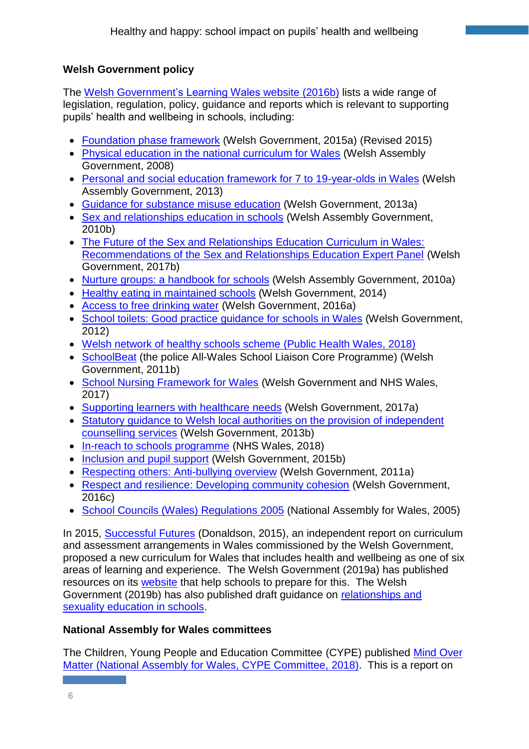## Welsh Government policy

The Welsh Government's Learning Wales website (2016b) lists a wide range of legislation, regulation, policy, guidance and reports which is relevant to supporting pupils' health and wellbeing in schools, including:

- Foundation phase framework (Welsh Government, 2015a) (Revised 2015)
- Physical education in the national curriculum for Wales (Welsh Assembly Government, 2008)
- Personal and social education framework for 7 to 19-year-olds in Wales (Welsh Assembly Government, 2013)
- Guidance for substance misuse education (Welsh Government, 2013a)
- Sex and relationships education in schools (Welsh Assembly Government, 2010b)
- The Future of the Sex and Relationships Education Curriculum in Wales: Recommendations of the Sex and Relationships Education Expert Panel (Welsh Government, 2017b)
- Nurture groups: a handbook for schools (Welsh Assembly Government, 2010a)
- Healthy eating in maintained schools (Welsh Government, 2014)
- Access to free drinking water (Welsh Government, 2016a)
- School toilets: Good practice guidance for schools in Wales (Welsh Government, 2012)
- Welsh network of healthy schools scheme (Public Health Wales, 2018)
- SchoolBeat (the police All-Wales School Liaison Core Programme) (Welsh Government, 2011b)
- School Nursing Framework for Wales (Welsh Government and NHS Wales, 2017)
- Supporting learners with healthcare needs (Welsh Government, 2017a)
- Statutory guidance to Welsh local authorities on the provision of independent counselling services (Welsh Government, 2013b)
- In-reach to schools programme (NHS Wales, 2018)
- Inclusion and pupil support (Welsh Government, 2015b)
- Respecting others: Anti-bullying overview (Welsh Government, 2011a)
- Respect and resilience: Developing community cohesion (Welsh Government, 2016c)
- School Councils (Wales) Regulations 2005 (National Assembly for Wales, 2005)

In 2015, Successful Futures (Donaldson, 2015), an independent report on curriculum and assessment arrangements in Wales commissioned by the Welsh Government, proposed a new curriculum for Wales that includes health and wellbeing as one of six areas of learning and experience. The Welsh Government (2019a) has published resources on its website that help schools to prepare for this. The Welsh Government (2019b) has also published draft guidance on relationships and sexuality education in schools.

## National Assembly for Wales committees

The Children, Young People and Education Committee (CYPE) published Mind Over Matter (National Assembly for Wales, CYPE Committee, 2018). This is a report on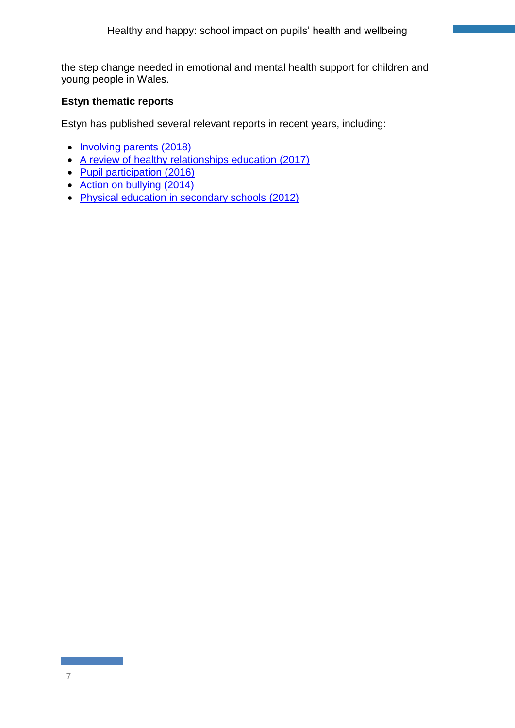the step change needed in emotional and mental health support for children and young people in Wales.

**Estyn thematic reports**

Estyn has published several relevant reports in recent years, including:

- Involving parents (2018)
- A review of healthy relationships education (2017)
- Pupil participation (2016)
- Action on bullying (2014)
- Physical education in secondary schools (2012)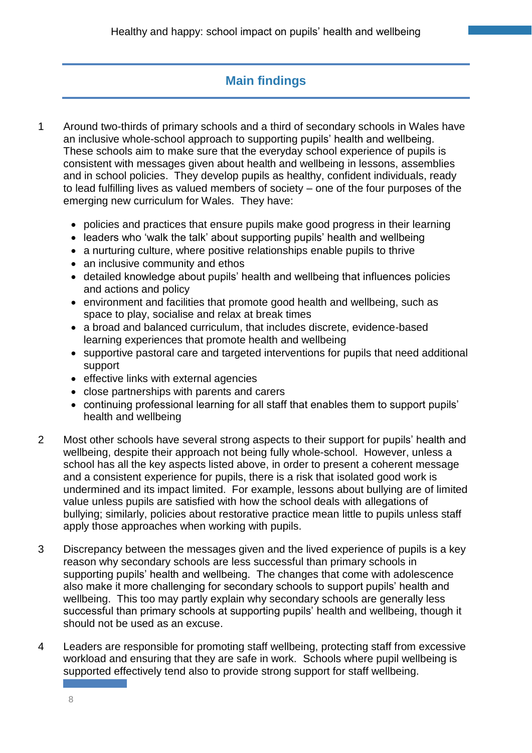## Main findings

1 Around two-thirds of primary schools and a third of secondary schools in Wales have an inclusive whole-school approach to supporting pupils' health and wellbeing. These schools aim to make sure that the everyday school experience of pupils is consistent with messages given about health and wellbeing in lessons, assemblies and in school policies. They develop pupils as healthy, confident individuals, ready to lead fulfilling lives as valued members of society – one of the four purposes of the emerging new curriculum for Wales. They have:

- policies and practices that ensure pupils make good progress in their learning
- leaders who 'walk the talk' about supporting pupils' health and wellbeing
- a nurturing culture, where positive relationships enable pupils to thrive
- an inclusive community and ethos
- detailed knowledge about pupils' health and wellbeing that influences policies and actions and policy
- environment and facilities that promote good health and wellbeing, such as space to play, socialise and relax at break times
- a broad and balanced curriculum, that includes discrete, evidence-based learning experiences that promote health and wellbeing
- supportive pastoral care and targeted interventions for pupils that need additional support
- effective links with external agencies
- close partnerships with parents and carers
- continuing professional learning for all staff that enables them to support pupils' health and wellbeing

2 Most other schools have several strong aspects to their support for pupils' health and wellbeing, despite their approach not being fully whole-school. However, unless a school has all the key aspects listed above, in order to present a coherent message and a consistent experience for pupils, there is a risk that isolated good work is undermined and its impact limited. For example, lessons about bullying are of limited value unless pupils are satisfied with how the school deals with allegations of bullying; similarly, policies about restorative practice mean little to pupils unless staff apply those approaches when working with pupils.

3 Discrepancy between the messages given and the lived experience of pupils is a key reason why secondary schools are less successful than primary schools in supporting pupils' health and wellbeing. The changes that come with adolescence also make it more challenging for secondary schools to support pupils' health and wellbeing. This too may partly explain why secondary schools are generally less successful than primary schools at supporting pupils' health and wellbeing, though it should not be used as an excuse.

4 Leaders are responsible for promoting staff wellbeing, protecting staff from excessive workload and ensuring that they are safe in work. Schools where pupil wellbeing is supported effectively tend also to provide strong support for staff wellbeing.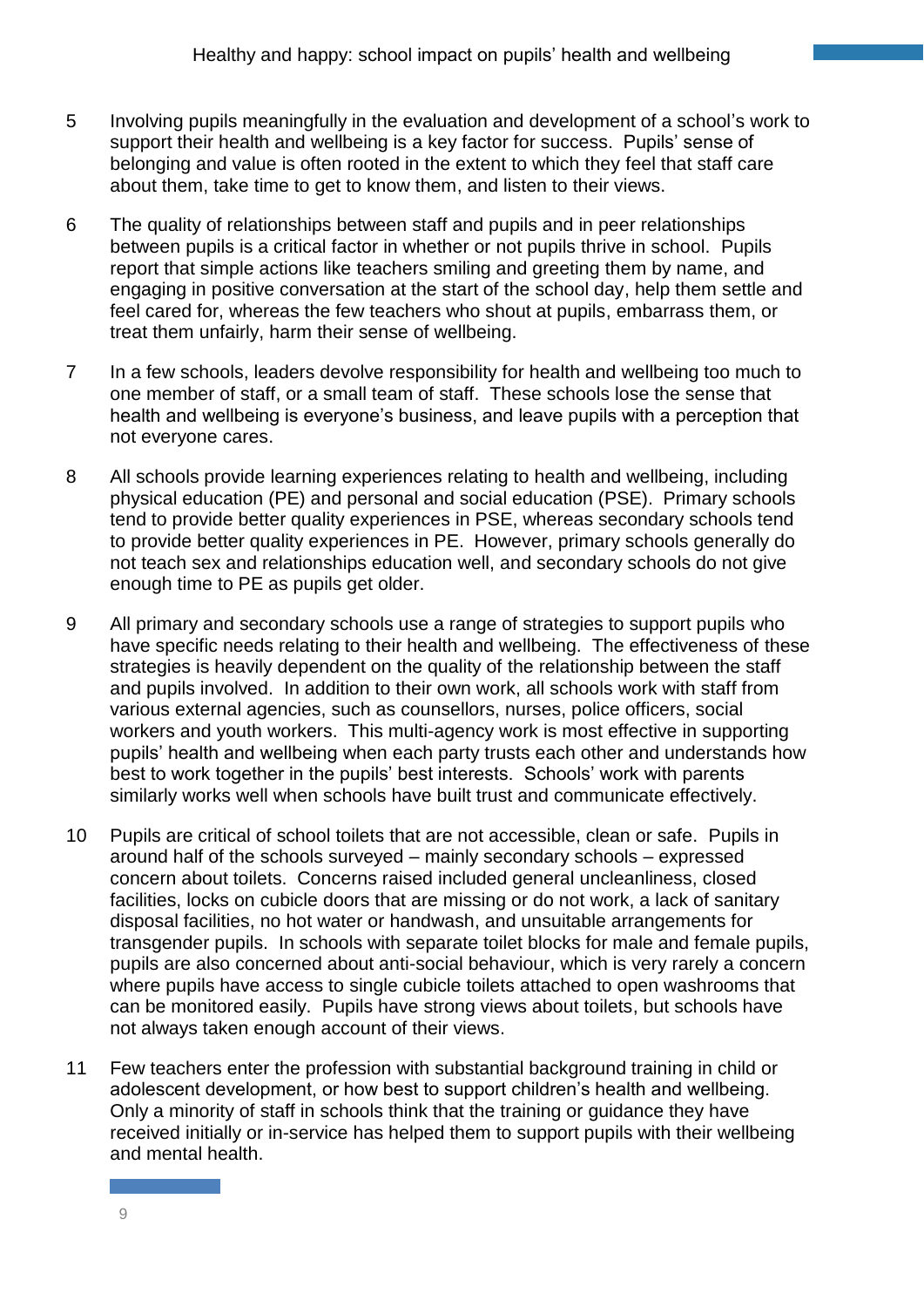5 Involving pupils meaningfully in the evaluation and development of a school's work to support their health and wellbeing is a key factor for success. Pupils' sense of belonging and value is often rooted in the extent to which they feel that staff care about them, take time to get to know them, and listen to their views.

6 The quality of relationships between staff and pupils and in peer relationships between pupils is a critical factor in whether or not pupils thrive in school. Pupils report that simple actions like teachers smiling and greeting them by name, and engaging in positive conversation at the start of the school day, help them settle and feel cared for, whereas the few teachers who shout at pupils, embarrass them, or treat them unfairly, harm their sense of wellbeing.

7 In a few schools, leaders devolve responsibility for health and wellbeing too much to one member of staff, or a small team of staff. These schools lose the sense that health and wellbeing is everyone's business, and leave pupils with a perception that not everyone cares.

8 All schools provide learning experiences relating to health and wellbeing, including physical education (PE) and personal and social education (PSE). Primary schools tend to provide better quality experiences in PSE, whereas secondary schools tend to provide better quality experiences in PE. However, primary schools generally do not teach sex and relationships education well, and secondary schools do not give enough time to PE as pupils get older.

9 All primary and secondary schools use a range of strategies to support pupils who have specific needs relating to their health and wellbeing. The effectiveness of these strategies is heavily dependent on the quality of the relationship between the staff and pupils involved. In addition to their own work, all schools work with staff from various external agencies, such as counsellors, nurses, police officers, social workers and youth workers. This multi-agency work is most effective in supporting pupils' health and wellbeing when each party trusts each other and understands how best to work together in the pupils' best interests. Schools' work with parents similarly works well when schools have built trust and communicate effectively.

10 Pupils are critical of school toilets that are not accessible, clean or safe. Pupils in around half of the schools surveyed – mainly secondary schools – expressed concern about toilets. Concerns raised included general uncleanliness, closed facilities, locks on cubicle doors that are missing or do not work, a lack of sanitary disposal facilities, no hot water or handwash, and unsuitable arrangements for transgender pupils. In schools with separate toilet blocks for male and female pupils, pupils are also concerned about anti-social behaviour, which is very rarely a concern where pupils have access to single cubicle toilets attached to open washrooms that can be monitored easily. Pupils have strong views about toilets, but schools have not always taken enough account of their views.

11 Few teachers enter the profession with substantial background training in child or adolescent development, or how best to support children's health and wellbeing. Only a minority of staff in schools think that the training or guidance they have received initially or in-service has helped them to support pupils with their wellbeing and mental health.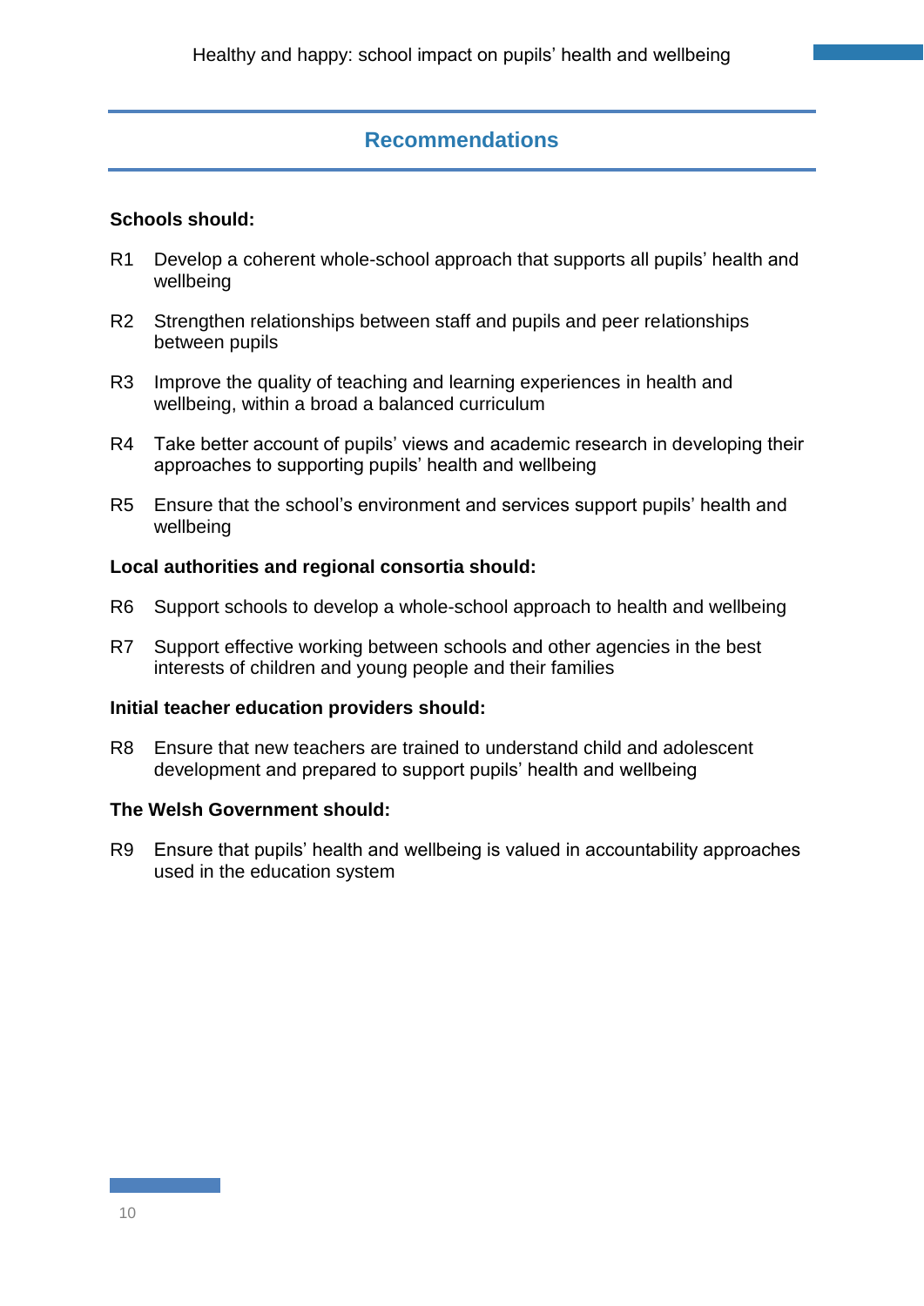## Recommendations

**Schools should:**

R1 Develop a coherent whole-school approach that supports all pupils' health and wellbeing

R2 Strengthen relationships between staff and pupils and peer relationships between pupils

R3 Improve the quality of teaching and learning experiences in health and wellbeing, within a broad a balanced curriculum

R4 Take better account of pupils' views and academic research in developing their approaches to supporting pupils' health and wellbeing

R5 Ensure that the school's environment and services support pupils' health and wellbeing

**Local authorities and regional consortia should:**

R6 Support schools to develop a whole-school approach to health and wellbeing

R7 Support effective working between schools and other agencies in the best interests of children and young people and their families

**Initial teacher education providers should:**

R8 Ensure that new teachers are trained to understand child and adolescent development and prepared to support pupils' health and wellbeing

**The Welsh Government should:**

R9 Ensure that pupils' health and wellbeing is valued in accountability approaches used in the education system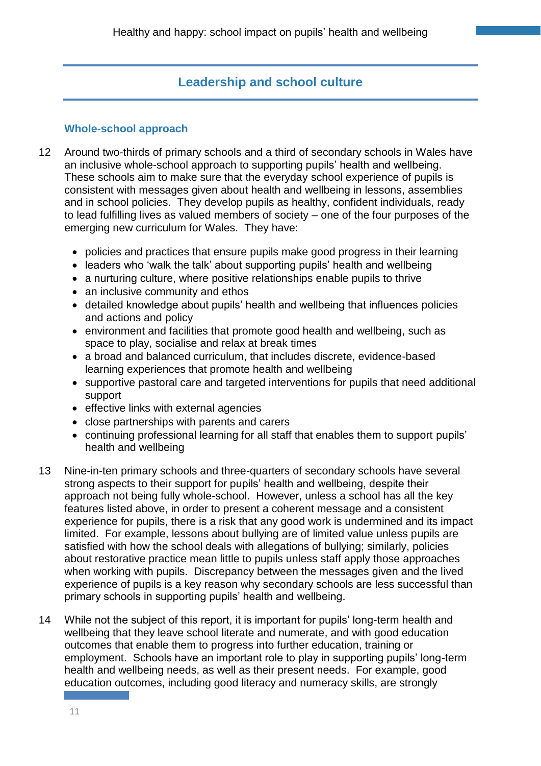## Leadership and school culture

### Whole-school approach

12 Around two-thirds of primary schools and a third of secondary schools in Wales have an inclusive whole-school approach to supporting pupils' health and wellbeing. These schools aim to make sure that the everyday school experience of pupils is consistent with messages given about health and wellbeing in lessons, assemblies and in school policies. They develop pupils as healthy, confident individuals, ready to lead fulfilling lives as valued members of society – one of the four purposes of the emerging new curriculum for Wales. They have:

- policies and practices that ensure pupils make good progress in their learning
- leaders who 'walk the talk' about supporting pupils' health and wellbeing
- a nurturing culture, where positive relationships enable pupils to thrive
- an inclusive community and ethos
- detailed knowledge about pupils' health and wellbeing that influences policies and actions and policy
- environment and facilities that promote good health and wellbeing, such as space to play, socialise and relax at break times
- a broad and balanced curriculum, that includes discrete, evidence-based learning experiences that promote health and wellbeing
- supportive pastoral care and targeted interventions for pupils that need additional support
- effective links with external agencies
- close partnerships with parents and carers
- continuing professional learning for all staff that enables them to support pupils' health and wellbeing

13 Nine-in-ten primary schools and three-quarters of secondary schools have several strong aspects to their support for pupils' health and wellbeing, despite their approach not being fully whole-school. However, unless a school has all the key features listed above, in order to present a coherent message and a consistent experience for pupils, there is a risk that any good work is undermined and its impact limited. For example, lessons about bullying are of limited value unless pupils are satisfied with how the school deals with allegations of bullying; similarly, policies about restorative practice mean little to pupils unless staff apply those approaches when working with pupils. Discrepancy between the messages given and the lived experience of pupils is a key reason why secondary schools are less successful than primary schools in supporting pupils' health and wellbeing.

14 While not the subject of this report, it is important for pupils' long-term health and wellbeing that they leave school literate and numerate, and with good education outcomes that enable them to progress into further education, training or employment. Schools have an important role to play in supporting pupils' long-term health and wellbeing needs, as well as their present needs. For example, good education outcomes, including good literacy and numeracy skills, are strongly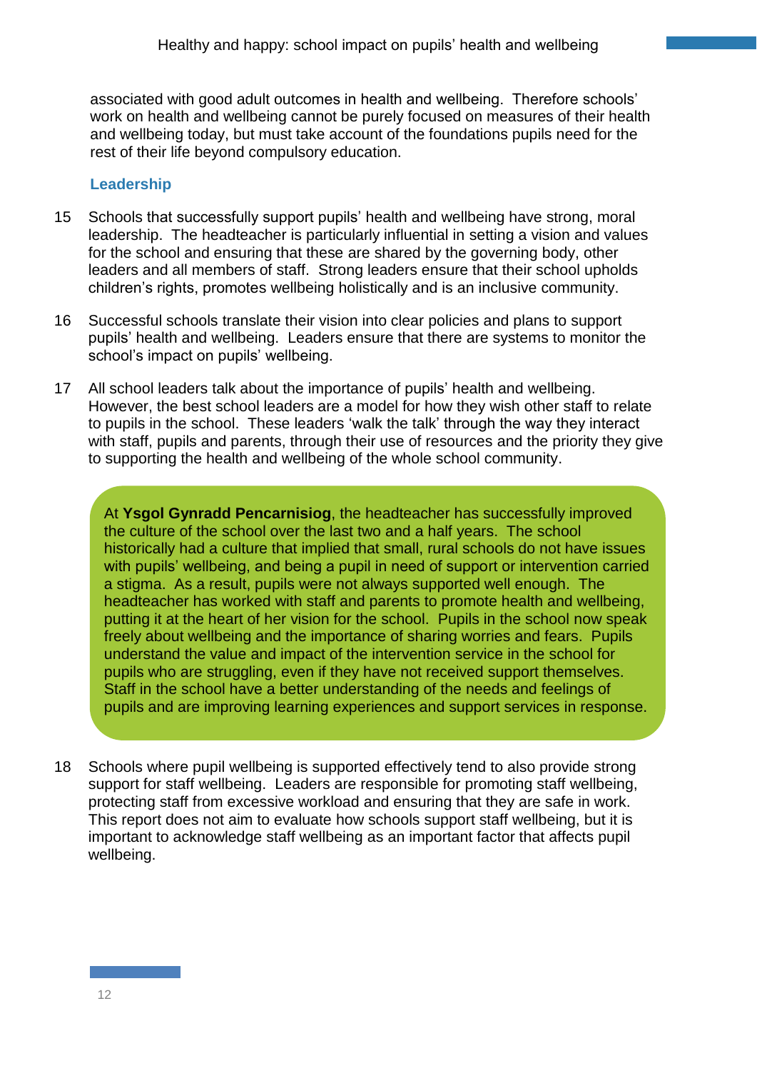associated with good adult outcomes in health and wellbeing. Therefore schools' work on health and wellbeing cannot be purely focused on measures of their health and wellbeing today, but must take account of the foundations pupils need for the rest of their life beyond compulsory education.

## Leadership

15 Schools that successfully support pupils' health and wellbeing have strong, moral leadership. The headteacher is particularly influential in setting a vision and values for the school and ensuring that these are shared by the governing body, other leaders and all members of staff. Strong leaders ensure that their school upholds children's rights, promotes wellbeing holistically and is an inclusive community.

16 Successful schools translate their vision into clear policies and plans to support pupils' health and wellbeing. Leaders ensure that there are systems to monitor the school's impact on pupils' wellbeing.

17 All school leaders talk about the importance of pupils' health and wellbeing. However, the best school leaders are a model for how they wish other staff to relate to pupils in the school. These leaders 'walk the talk' through the way they interact with staff, pupils and parents, through their use of resources and the priority they give to supporting the health and wellbeing of the whole school community.

> At **Ysgol Gynradd Pencarnisiog**, the headteacher has successfully improved the culture of the school over the last two and a half years. The school historically had a culture that implied that small, rural schools do not have issues with pupils' wellbeing, and being a pupil in need of support or intervention carried a stigma. As a result, pupils were not always supported well enough. The headteacher has worked with staff and parents to promote health and wellbeing, putting it at the heart of her vision for the school. Pupils in the school now speak freely about wellbeing and the importance of sharing worries and fears. Pupils understand the value and impact of the intervention service in the school for pupils who are struggling, even if they have not received support themselves. Staff in the school have a better understanding of the needs and feelings of pupils and are improving learning experiences and support services in response.

18 Schools where pupil wellbeing is supported effectively tend to also provide strong support for staff wellbeing. Leaders are responsible for promoting staff wellbeing, protecting staff from excessive workload and ensuring that they are safe in work. This report does not aim to evaluate how schools support staff wellbeing, but it is important to acknowledge staff wellbeing as an important factor that affects pupil wellbeing.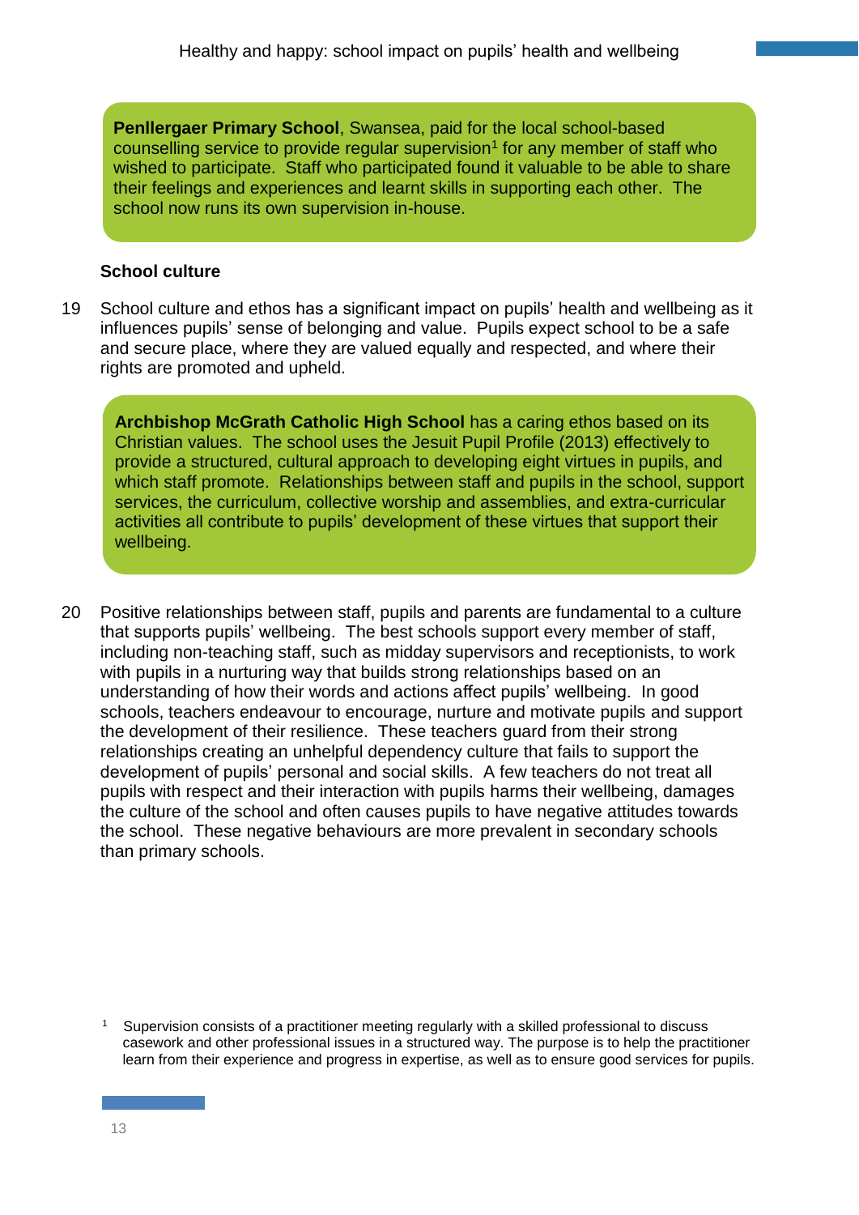**Penllergaer Primary School**, Swansea, paid for the local school-based counselling service to provide regular supervision[1] for any member of staff who wished to participate. Staff who participated found it valuable to be able to share their feelings and experiences and learnt skills in supporting each other. The school now runs its own supervision in-house.

### School culture

19 School culture and ethos has a significant impact on pupils' health and wellbeing as it influences pupils' sense of belonging and value. Pupils expect school to be a safe and secure place, where they are valued equally and respected, and where their rights are promoted and upheld.

**Archbishop McGrath Catholic High School** has a caring ethos based on its Christian values. The school uses the Jesuit Pupil Profile (2013) effectively to provide a structured, cultural approach to developing eight virtues in pupils, and which staff promote. Relationships between staff and pupils in the school, support services, the curriculum, collective worship and assemblies, and extra-curricular activities all contribute to pupils' development of these virtues that support their wellbeing.

20 Positive relationships between staff, pupils and parents are fundamental to a culture that supports pupils' wellbeing. The best schools support every member of staff, including non-teaching staff, such as midday supervisors and receptionists, to work with pupils in a nurturing way that builds strong relationships based on an understanding of how their words and actions affect pupils' wellbeing. In good schools, teachers endeavour to encourage, nurture and motivate pupils and support the development of their resilience. These teachers guard from their strong relationships creating an unhelpful dependency culture that fails to support the development of pupils' personal and social skills. A few teachers do not treat all pupils with respect and their interaction with pupils harms their wellbeing, damages the culture of the school and often causes pupils to have negative attitudes towards the school. These negative behaviours are more prevalent in secondary schools than primary schools.

[1] Supervision consists of a practitioner meeting regularly with a skilled professional to discuss casework and other professional issues in a structured way. The purpose is to help the practitioner learn from their experience and progress in expertise, as well as to ensure good services for pupils.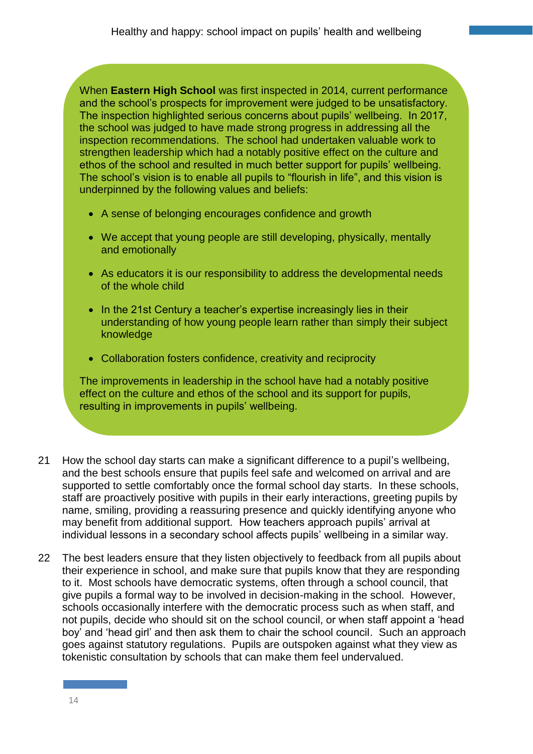When **Eastern High School** was first inspected in 2014, current performance and the school's prospects for improvement were judged to be unsatisfactory. The inspection highlighted serious concerns about pupils' wellbeing. In 2017, the school was judged to have made strong progress in addressing all the inspection recommendations. The school had undertaken valuable work to strengthen leadership which had a notably positive effect on the culture and ethos of the school and resulted in much better support for pupils' wellbeing. The school's vision is to enable all pupils to "flourish in life", and this vision is underpinned by the following values and beliefs:

- A sense of belonging encourages confidence and growth
- We accept that young people are still developing, physically, mentally and emotionally
- As educators it is our responsibility to address the developmental needs of the whole child
- In the 21st Century a teacher's expertise increasingly lies in their understanding of how young people learn rather than simply their subject knowledge
- Collaboration fosters confidence, creativity and reciprocity

The improvements in leadership in the school have had a notably positive effect on the culture and ethos of the school and its support for pupils, resulting in improvements in pupils' wellbeing.

21 How the school day starts can make a significant difference to a pupil's wellbeing, and the best schools ensure that pupils feel safe and welcomed on arrival and are supported to settle comfortably once the formal school day starts. In these schools, staff are proactively positive with pupils in their early interactions, greeting pupils by name, smiling, providing a reassuring presence and quickly identifying anyone who may benefit from additional support. How teachers approach pupils' arrival at individual lessons in a secondary school affects pupils' wellbeing in a similar way.

22 The best leaders ensure that they listen objectively to feedback from all pupils about their experience in school, and make sure that pupils know that they are responding to it. Most schools have democratic systems, often through a school council, that give pupils a formal way to be involved in decision-making in the school. However, schools occasionally interfere with the democratic process such as when staff, and not pupils, decide who should sit on the school council, or when staff appoint a 'head boy' and 'head girl' and then ask them to chair the school council. Such an approach goes against statutory regulations. Pupils are outspoken against what they view as tokenistic consultation by schools that can make them feel undervalued.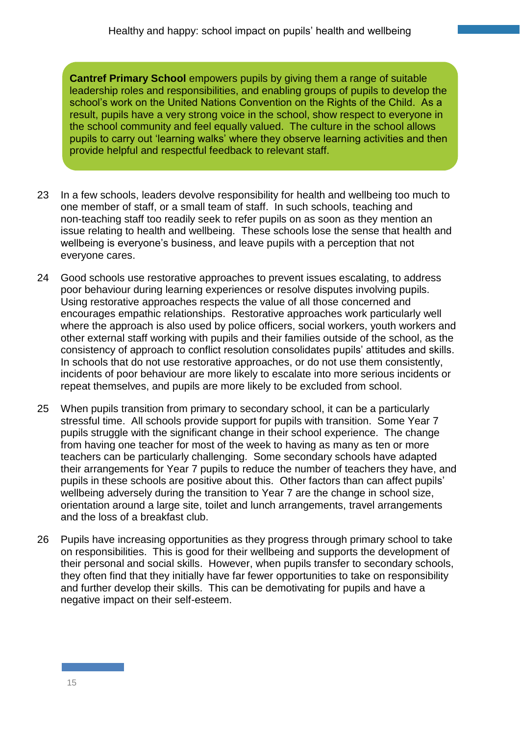**Cantref Primary School** empowers pupils by giving them a range of suitable leadership roles and responsibilities, and enabling groups of pupils to develop the school's work on the United Nations Convention on the Rights of the Child. As a result, pupils have a very strong voice in the school, show respect to everyone in the school community and feel equally valued. The culture in the school allows pupils to carry out 'learning walks' where they observe learning activities and then provide helpful and respectful feedback to relevant staff.

23 In a few schools, leaders devolve responsibility for health and wellbeing too much to one member of staff, or a small team of staff. In such schools, teaching and non-teaching staff too readily seek to refer pupils on as soon as they mention an issue relating to health and wellbeing. These schools lose the sense that health and wellbeing is everyone's business, and leave pupils with a perception that not everyone cares.

24 Good schools use restorative approaches to prevent issues escalating, to address poor behaviour during learning experiences or resolve disputes involving pupils. Using restorative approaches respects the value of all those concerned and encourages empathic relationships. Restorative approaches work particularly well where the approach is also used by police officers, social workers, youth workers and other external staff working with pupils and their families outside of the school, as the consistency of approach to conflict resolution consolidates pupils' attitudes and skills. In schools that do not use restorative approaches, or do not use them consistently, incidents of poor behaviour are more likely to escalate into more serious incidents or repeat themselves, and pupils are more likely to be excluded from school.

25 When pupils transition from primary to secondary school, it can be a particularly stressful time. All schools provide support for pupils with transition. Some Year 7 pupils struggle with the significant change in their school experience. The change from having one teacher for most of the week to having as many as ten or more teachers can be particularly challenging. Some secondary schools have adapted their arrangements for Year 7 pupils to reduce the number of teachers they have, and pupils in these schools are positive about this. Other factors than can affect pupils' wellbeing adversely during the transition to Year 7 are the change in school size, orientation around a large site, toilet and lunch arrangements, travel arrangements and the loss of a breakfast club.

26 Pupils have increasing opportunities as they progress through primary school to take on responsibilities. This is good for their wellbeing and supports the development of their personal and social skills. However, when pupils transfer to secondary schools, they often find that they initially have far fewer opportunities to take on responsibility and further develop their skills. This can be demotivating for pupils and have a negative impact on their self-esteem.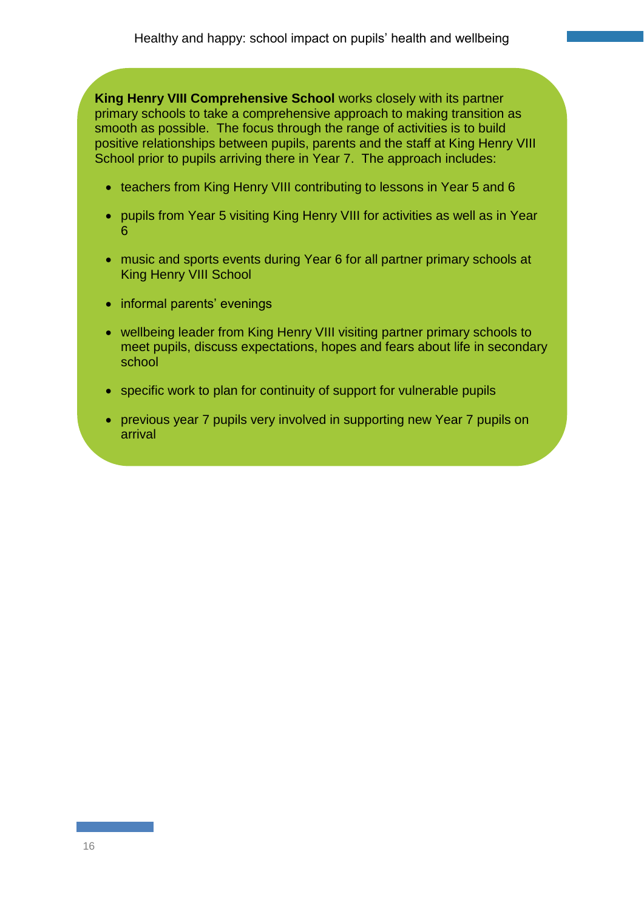**King Henry VIII Comprehensive School** works closely with its partner primary schools to take a comprehensive approach to making transition as smooth as possible. The focus through the range of activities is to build positive relationships between pupils, parents and the staff at King Henry VIII School prior to pupils arriving there in Year 7. The approach includes:

- teachers from King Henry VIII contributing to lessons in Year 5 and 6
- pupils from Year 5 visiting King Henry VIII for activities as well as in Year 6
- music and sports events during Year 6 for all partner primary schools at King Henry VIII School
- informal parents' evenings
- wellbeing leader from King Henry VIII visiting partner primary schools to meet pupils, discuss expectations, hopes and fears about life in secondary school
- specific work to plan for continuity of support for vulnerable pupils
- previous year 7 pupils very involved in supporting new Year 7 pupils on arrival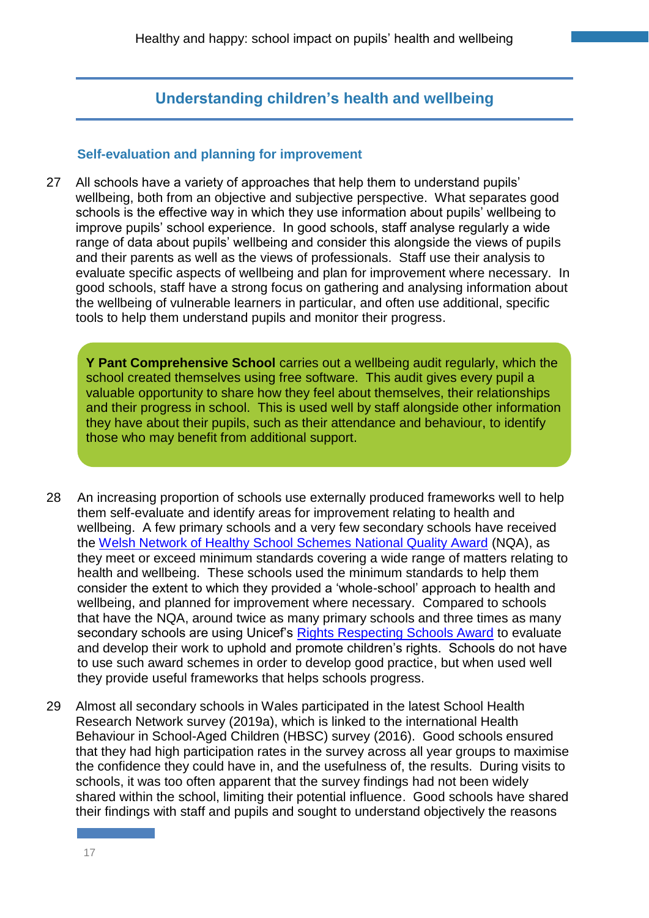## Understanding children's health and wellbeing

### Self-evaluation and planning for improvement

27 All schools have a variety of approaches that help them to understand pupils' wellbeing, both from an objective and subjective perspective. What separates good schools is the effective way in which they use information about pupils' wellbeing to improve pupils' school experience. In good schools, staff analyse regularly a wide range of data about pupils' wellbeing and consider this alongside the views of pupils and their parents as well as the views of professionals. Staff use their analysis to evaluate specific aspects of wellbeing and plan for improvement where necessary. In good schools, staff have a strong focus on gathering and analysing information about the wellbeing of vulnerable learners in particular, and often use additional, specific tools to help them understand pupils and monitor their progress.

> **Y Pant Comprehensive School** carries out a wellbeing audit regularly, which the school created themselves using free software. This audit gives every pupil a valuable opportunity to share how they feel about themselves, their relationships and their progress in school. This is used well by staff alongside other information they have about their pupils, such as their attendance and behaviour, to identify those who may benefit from additional support.

28 An increasing proportion of schools use externally produced frameworks well to help them self-evaluate and identify areas for improvement relating to health and wellbeing. A few primary schools and a very few secondary schools have received the Welsh Network of Healthy School Schemes National Quality Award (NQA), as they meet or exceed minimum standards covering a wide range of matters relating to health and wellbeing. These schools used the minimum standards to help them consider the extent to which they provided a 'whole-school' approach to health and wellbeing, and planned for improvement where necessary. Compared to schools that have the NQA, around twice as many primary schools and three times as many secondary schools are using Unicef's Rights Respecting Schools Award to evaluate and develop their work to uphold and promote children's rights. Schools do not have to use such award schemes in order to develop good practice, but when used well they provide useful frameworks that helps schools progress.

29 Almost all secondary schools in Wales participated in the latest School Health Research Network survey (2019a), which is linked to the international Health Behaviour in School-Aged Children (HBSC) survey (2016). Good schools ensured that they had high participation rates in the survey across all year groups to maximise the confidence they could have in, and the usefulness of, the results. During visits to schools, it was too often apparent that the survey findings had not been widely shared within the school, limiting their potential influence. Good schools have shared their findings with staff and pupils and sought to understand objectively the reasons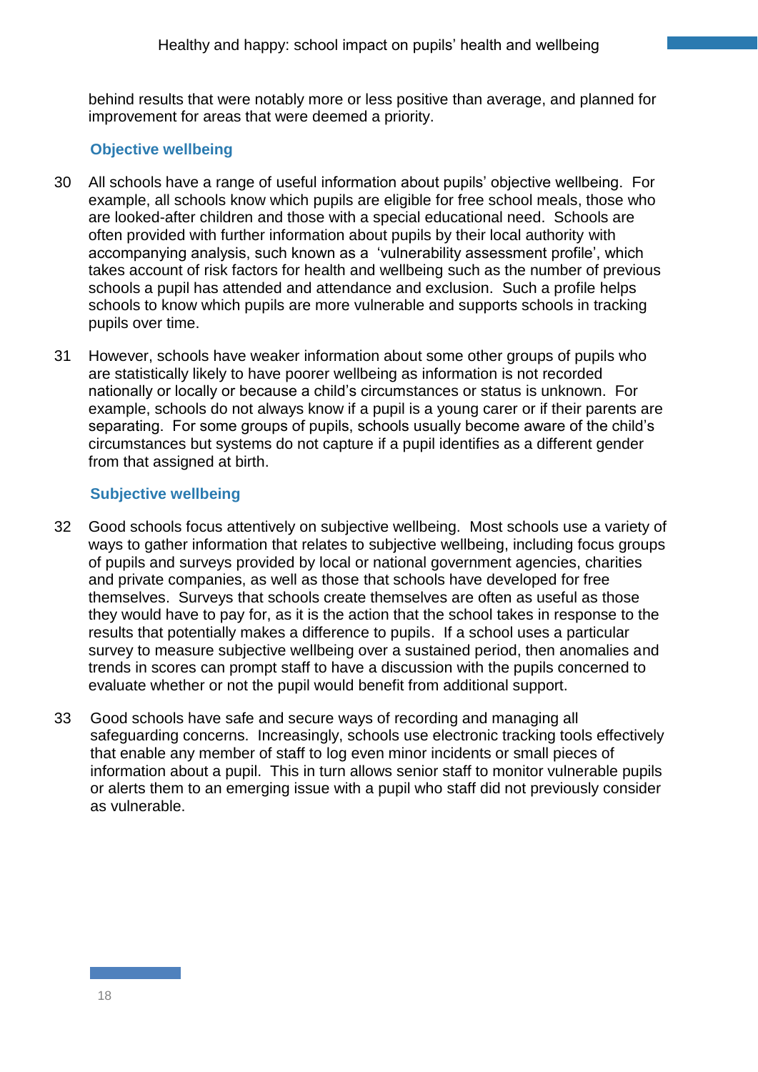behind results that were notably more or less positive than average, and planned for improvement for areas that were deemed a priority.

### Objective wellbeing

30 All schools have a range of useful information about pupils' objective wellbeing. For example, all schools know which pupils are eligible for free school meals, those who are looked-after children and those with a special educational need. Schools are often provided with further information about pupils by their local authority with accompanying analysis, such known as a 'vulnerability assessment profile', which takes account of risk factors for health and wellbeing such as the number of previous schools a pupil has attended and attendance and exclusion. Such a profile helps schools to know which pupils are more vulnerable and supports schools in tracking pupils over time.

31 However, schools have weaker information about some other groups of pupils who are statistically likely to have poorer wellbeing as information is not recorded nationally or locally or because a child's circumstances or status is unknown. For example, schools do not always know if a pupil is a young carer or if their parents are separating. For some groups of pupils, schools usually become aware of the child's circumstances but systems do not capture if a pupil identifies as a different gender from that assigned at birth.

### Subjective wellbeing

32 Good schools focus attentively on subjective wellbeing. Most schools use a variety of ways to gather information that relates to subjective wellbeing, including focus groups of pupils and surveys provided by local or national government agencies, charities and private companies, as well as those that schools have developed for free themselves. Surveys that schools create themselves are often as useful as those they would have to pay for, as it is the action that the school takes in response to the results that potentially makes a difference to pupils. If a school uses a particular survey to measure subjective wellbeing over a sustained period, then anomalies and trends in scores can prompt staff to have a discussion with the pupils concerned to evaluate whether or not the pupil would benefit from additional support.

33 Good schools have safe and secure ways of recording and managing all safeguarding concerns. Increasingly, schools use electronic tracking tools effectively that enable any member of staff to log even minor incidents or small pieces of information about a pupil. This in turn allows senior staff to monitor vulnerable pupils or alerts them to an emerging issue with a pupil who staff did not previously consider as vulnerable.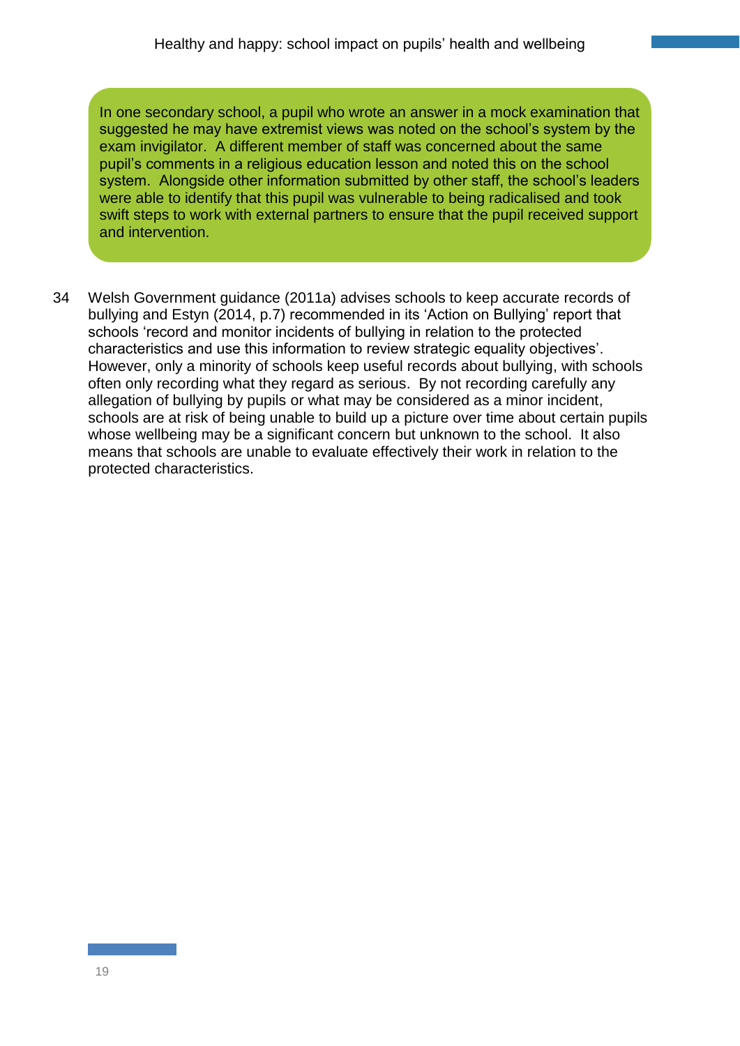In one secondary school, a pupil who wrote an answer in a mock examination that suggested he may have extremist views was noted on the school's system by the exam invigilator. A different member of staff was concerned about the same pupil's comments in a religious education lesson and noted this on the school system. Alongside other information submitted by other staff, the school's leaders were able to identify that this pupil was vulnerable to being radicalised and took swift steps to work with external partners to ensure that the pupil received support and intervention.

34 Welsh Government guidance (2011a) advises schools to keep accurate records of bullying and Estyn (2014, p.7) recommended in its 'Action on Bullying' report that schools 'record and monitor incidents of bullying in relation to the protected characteristics and use this information to review strategic equality objectives'. However, only a minority of schools keep useful records about bullying, with schools often only recording what they regard as serious. By not recording carefully any allegation of bullying by pupils or what may be considered as a minor incident, schools are at risk of being unable to build up a picture over time about certain pupils whose wellbeing may be a significant concern but unknown to the school. It also means that schools are unable to evaluate effectively their work in relation to the protected characteristics.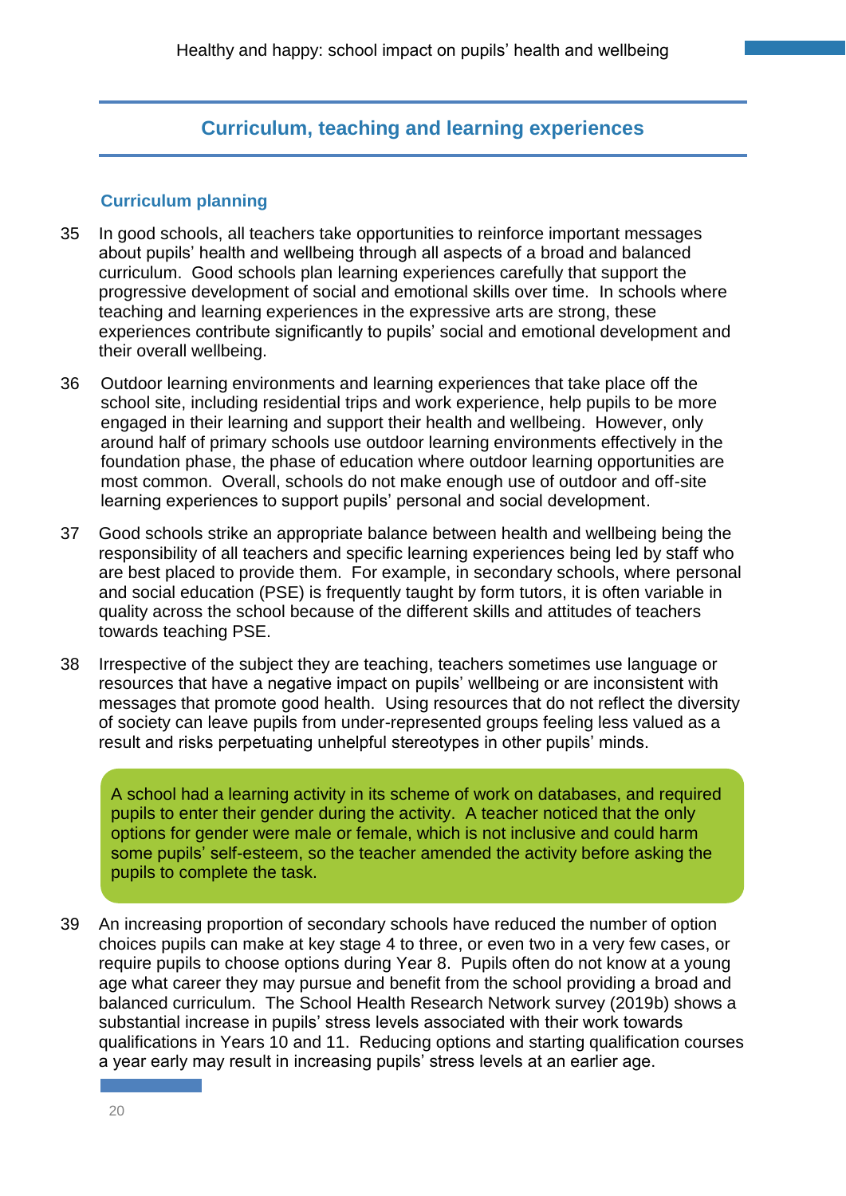## Curriculum, teaching and learning experiences

### Curriculum planning

35 In good schools, all teachers take opportunities to reinforce important messages about pupils' health and wellbeing through all aspects of a broad and balanced curriculum. Good schools plan learning experiences carefully that support the progressive development of social and emotional skills over time. In schools where teaching and learning experiences in the expressive arts are strong, these experiences contribute significantly to pupils' social and emotional development and their overall wellbeing.

36 Outdoor learning environments and learning experiences that take place off the school site, including residential trips and work experience, help pupils to be more engaged in their learning and support their health and wellbeing. However, only around half of primary schools use outdoor learning environments effectively in the foundation phase, the phase of education where outdoor learning opportunities are most common. Overall, schools do not make enough use of outdoor and off-site learning experiences to support pupils' personal and social development.

37 Good schools strike an appropriate balance between health and wellbeing being the responsibility of all teachers and specific learning experiences being led by staff who are best placed to provide them. For example, in secondary schools, where personal and social education (PSE) is frequently taught by form tutors, it is often variable in quality across the school because of the different skills and attitudes of teachers towards teaching PSE.

38 Irrespective of the subject they are teaching, teachers sometimes use language or resources that have a negative impact on pupils' wellbeing or are inconsistent with messages that promote good health. Using resources that do not reflect the diversity of society can leave pupils from under-represented groups feeling less valued as a result and risks perpetuating unhelpful stereotypes in other pupils' minds.

> A school had a learning activity in its scheme of work on databases, and required pupils to enter their gender during the activity. A teacher noticed that the only options for gender were male or female, which is not inclusive and could harm some pupils' self-esteem, so the teacher amended the activity before asking the pupils to complete the task.

39 An increasing proportion of secondary schools have reduced the number of option choices pupils can make at key stage 4 to three, or even two in a very few cases, or require pupils to choose options during Year 8. Pupils often do not know at a young age what career they may pursue and benefit from the school providing a broad and balanced curriculum. The School Health Research Network survey (2019b) shows a substantial increase in pupils' stress levels associated with their work towards qualifications in Years 10 and 11. Reducing options and starting qualification courses a year early may result in increasing pupils' stress levels at an earlier age.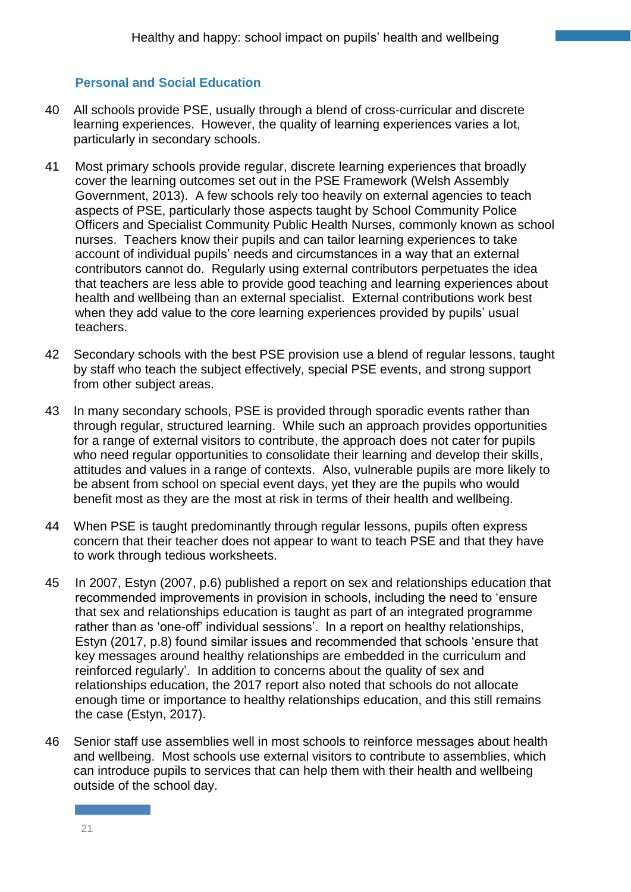### Personal and Social Education

40 All schools provide PSE, usually through a blend of cross-curricular and discrete learning experiences. However, the quality of learning experiences varies a lot, particularly in secondary schools.

41 Most primary schools provide regular, discrete learning experiences that broadly cover the learning outcomes set out in the PSE Framework (Welsh Assembly Government, 2013). A few schools rely too heavily on external agencies to teach aspects of PSE, particularly those aspects taught by School Community Police Officers and Specialist Community Public Health Nurses, commonly known as school nurses. Teachers know their pupils and can tailor learning experiences to take account of individual pupils' needs and circumstances in a way that an external contributors cannot do. Regularly using external contributors perpetuates the idea that teachers are less able to provide good teaching and learning experiences about health and wellbeing than an external specialist. External contributions work best when they add value to the core learning experiences provided by pupils' usual teachers.

42 Secondary schools with the best PSE provision use a blend of regular lessons, taught by staff who teach the subject effectively, special PSE events, and strong support from other subject areas.

43 In many secondary schools, PSE is provided through sporadic events rather than through regular, structured learning. While such an approach provides opportunities for a range of external visitors to contribute, the approach does not cater for pupils who need regular opportunities to consolidate their learning and develop their skills, attitudes and values in a range of contexts. Also, vulnerable pupils are more likely to be absent from school on special event days, yet they are the pupils who would benefit most as they are the most at risk in terms of their health and wellbeing.

44 When PSE is taught predominantly through regular lessons, pupils often express concern that their teacher does not appear to want to teach PSE and that they have to work through tedious worksheets.

45 In 2007, Estyn (2007, p.6) published a report on sex and relationships education that recommended improvements in provision in schools, including the need to 'ensure that sex and relationships education is taught as part of an integrated programme rather than as 'one-off' individual sessions'. In a report on healthy relationships, Estyn (2017, p.8) found similar issues and recommended that schools 'ensure that key messages around healthy relationships are embedded in the curriculum and reinforced regularly'. In addition to concerns about the quality of sex and relationships education, the 2017 report also noted that schools do not allocate enough time or importance to healthy relationships education, and this still remains the case (Estyn, 2017).

46 Senior staff use assemblies well in most schools to reinforce messages about health and wellbeing. Most schools use external visitors to contribute to assemblies, which can introduce pupils to services that can help them with their health and wellbeing outside of the school day.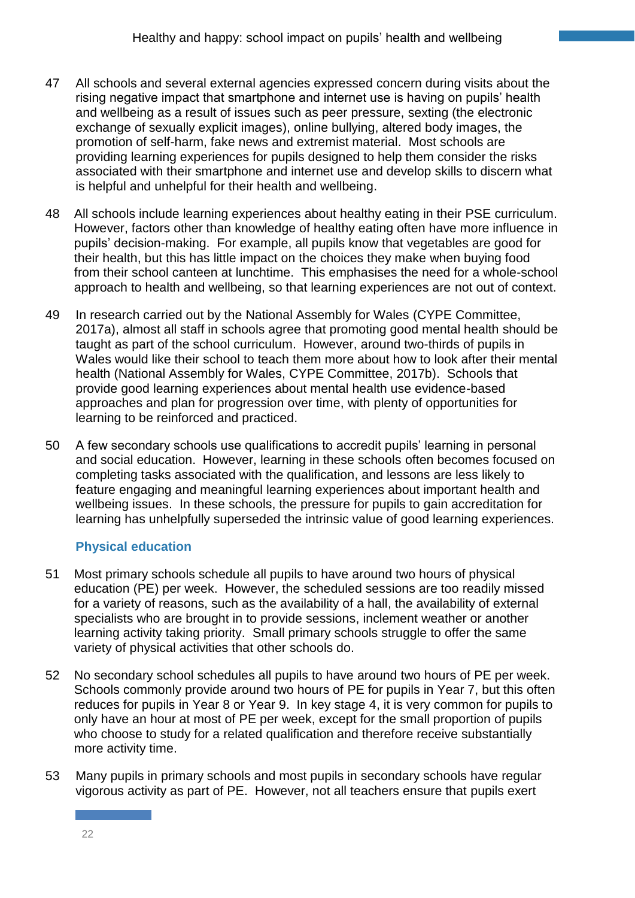47 All schools and several external agencies expressed concern during visits about the rising negative impact that smartphone and internet use is having on pupils' health and wellbeing as a result of issues such as peer pressure, sexting (the electronic exchange of sexually explicit images), online bullying, altered body images, the promotion of self-harm, fake news and extremist material. Most schools are providing learning experiences for pupils designed to help them consider the risks associated with their smartphone and internet use and develop skills to discern what is helpful and unhelpful for their health and wellbeing.

48 All schools include learning experiences about healthy eating in their PSE curriculum. However, factors other than knowledge of healthy eating often have more influence in pupils' decision-making. For example, all pupils know that vegetables are good for their health, but this has little impact on the choices they make when buying food from their school canteen at lunchtime. This emphasises the need for a whole-school approach to health and wellbeing, so that learning experiences are not out of context.

49 In research carried out by the National Assembly for Wales (CYPE Committee, 2017a), almost all staff in schools agree that promoting good mental health should be taught as part of the school curriculum. However, around two-thirds of pupils in Wales would like their school to teach them more about how to look after their mental health (National Assembly for Wales, CYPE Committee, 2017b). Schools that provide good learning experiences about mental health use evidence-based approaches and plan for progression over time, with plenty of opportunities for learning to be reinforced and practiced.

50 A few secondary schools use qualifications to accredit pupils' learning in personal and social education. However, learning in these schools often becomes focused on completing tasks associated with the qualification, and lessons are less likely to feature engaging and meaningful learning experiences about important health and wellbeing issues. In these schools, the pressure for pupils to gain accreditation for learning has unhelpfully superseded the intrinsic value of good learning experiences.

### Physical education

51 Most primary schools schedule all pupils to have around two hours of physical education (PE) per week. However, the scheduled sessions are too readily missed for a variety of reasons, such as the availability of a hall, the availability of external specialists who are brought in to provide sessions, inclement weather or another learning activity taking priority. Small primary schools struggle to offer the same variety of physical activities that other schools do.

52 No secondary school schedules all pupils to have around two hours of PE per week. Schools commonly provide around two hours of PE for pupils in Year 7, but this often reduces for pupils in Year 8 or Year 9. In key stage 4, it is very common for pupils to only have an hour at most of PE per week, except for the small proportion of pupils who choose to study for a related qualification and therefore receive substantially more activity time.

53 Many pupils in primary schools and most pupils in secondary schools have regular vigorous activity as part of PE. However, not all teachers ensure that pupils exert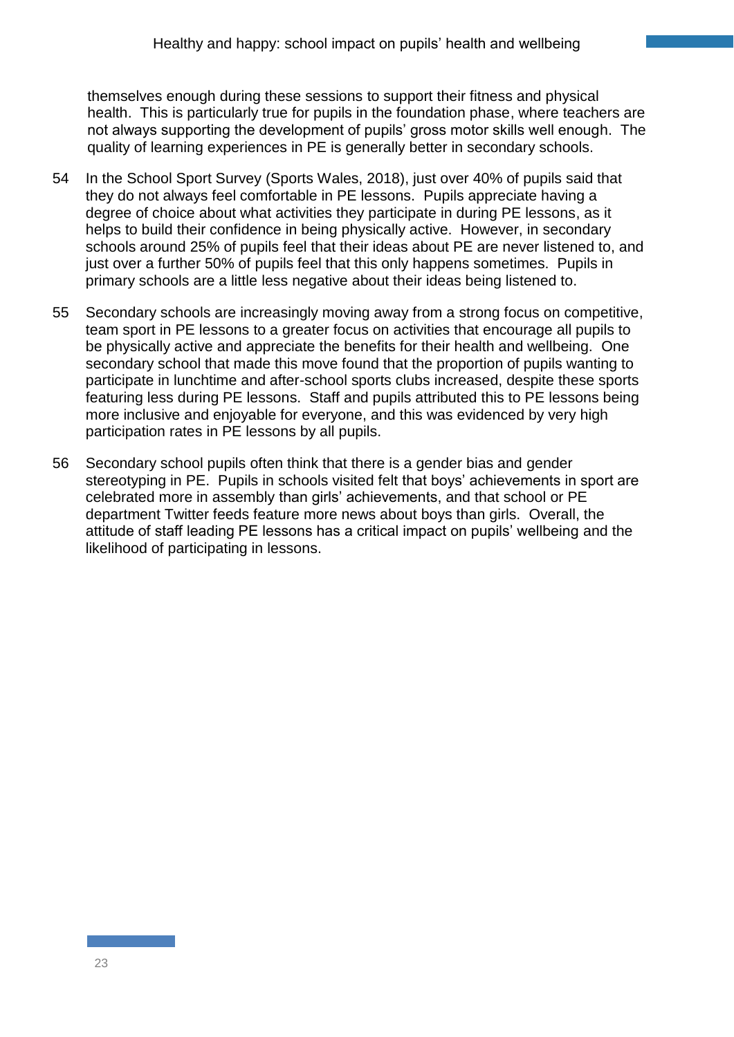themselves enough during these sessions to support their fitness and physical health. This is particularly true for pupils in the foundation phase, where teachers are not always supporting the development of pupils' gross motor skills well enough. The quality of learning experiences in PE is generally better in secondary schools.

54 In the School Sport Survey (Sports Wales, 2018), just over 40% of pupils said that they do not always feel comfortable in PE lessons. Pupils appreciate having a degree of choice about what activities they participate in during PE lessons, as it helps to build their confidence in being physically active. However, in secondary schools around 25% of pupils feel that their ideas about PE are never listened to, and just over a further 50% of pupils feel that this only happens sometimes. Pupils in primary schools are a little less negative about their ideas being listened to.

55 Secondary schools are increasingly moving away from a strong focus on competitive, team sport in PE lessons to a greater focus on activities that encourage all pupils to be physically active and appreciate the benefits for their health and wellbeing. One secondary school that made this move found that the proportion of pupils wanting to participate in lunchtime and after-school sports clubs increased, despite these sports featuring less during PE lessons. Staff and pupils attributed this to PE lessons being more inclusive and enjoyable for everyone, and this was evidenced by very high participation rates in PE lessons by all pupils.

56 Secondary school pupils often think that there is a gender bias and gender stereotyping in PE. Pupils in schools visited felt that boys' achievements in sport are celebrated more in assembly than girls' achievements, and that school or PE department Twitter feeds feature more news about boys than girls. Overall, the attitude of staff leading PE lessons has a critical impact on pupils' wellbeing and the likelihood of participating in lessons.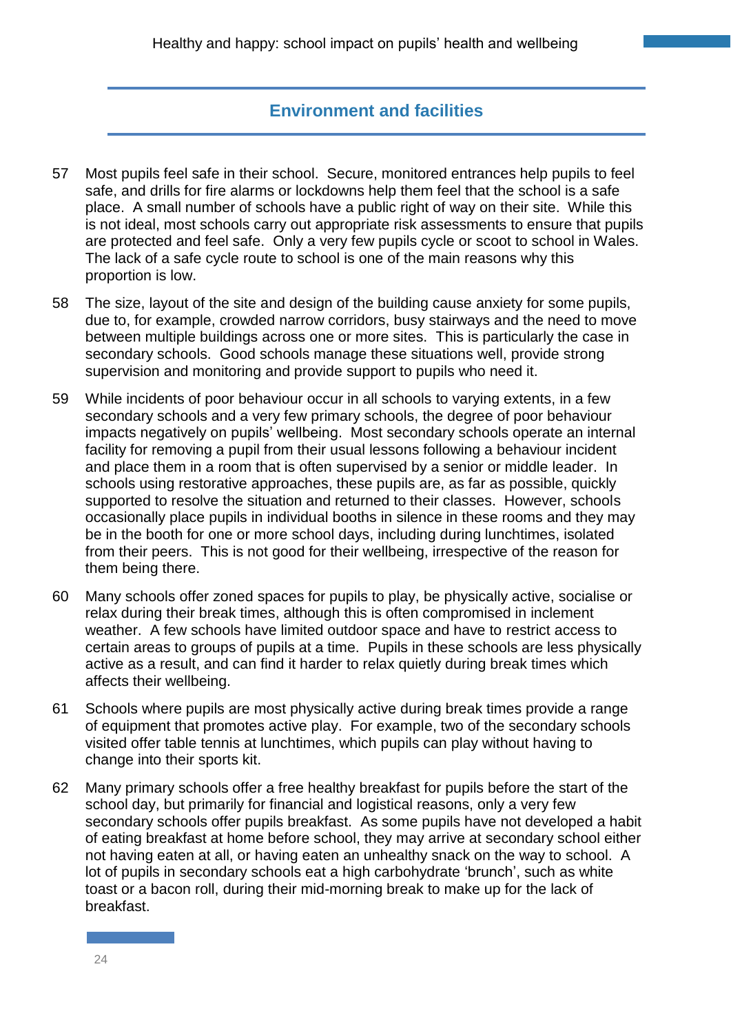## Environment and facilities

57 Most pupils feel safe in their school. Secure, monitored entrances help pupils to feel safe, and drills for fire alarms or lockdowns help them feel that the school is a safe place. A small number of schools have a public right of way on their site. While this is not ideal, most schools carry out appropriate risk assessments to ensure that pupils are protected and feel safe. Only a very few pupils cycle or scoot to school in Wales. The lack of a safe cycle route to school is one of the main reasons why this proportion is low.

58 The size, layout of the site and design of the building cause anxiety for some pupils, due to, for example, crowded narrow corridors, busy stairways and the need to move between multiple buildings across one or more sites. This is particularly the case in secondary schools. Good schools manage these situations well, provide strong supervision and monitoring and provide support to pupils who need it.

59 While incidents of poor behaviour occur in all schools to varying extents, in a few secondary schools and a very few primary schools, the degree of poor behaviour impacts negatively on pupils' wellbeing. Most secondary schools operate an internal facility for removing a pupil from their usual lessons following a behaviour incident and place them in a room that is often supervised by a senior or middle leader. In schools using restorative approaches, these pupils are, as far as possible, quickly supported to resolve the situation and returned to their classes. However, schools occasionally place pupils in individual booths in silence in these rooms and they may be in the booth for one or more school days, including during lunchtimes, isolated from their peers. This is not good for their wellbeing, irrespective of the reason for them being there.

60 Many schools offer zoned spaces for pupils to play, be physically active, socialise or relax during their break times, although this is often compromised in inclement weather. A few schools have limited outdoor space and have to restrict access to certain areas to groups of pupils at a time. Pupils in these schools are less physically active as a result, and can find it harder to relax quietly during break times which affects their wellbeing.

61 Schools where pupils are most physically active during break times provide a range of equipment that promotes active play. For example, two of the secondary schools visited offer table tennis at lunchtimes, which pupils can play without having to change into their sports kit.

62 Many primary schools offer a free healthy breakfast for pupils before the start of the school day, but primarily for financial and logistical reasons, only a very few secondary schools offer pupils breakfast. As some pupils have not developed a habit of eating breakfast at home before school, they may arrive at secondary school either not having eaten at all, or having eaten an unhealthy snack on the way to school. A lot of pupils in secondary schools eat a high carbohydrate 'brunch', such as white toast or a bacon roll, during their mid-morning break to make up for the lack of breakfast.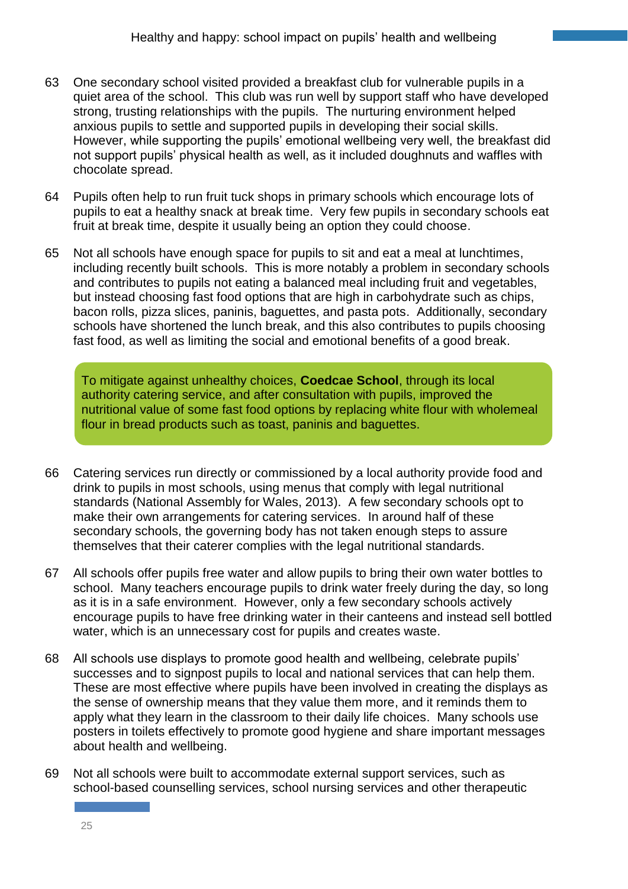63 One secondary school visited provided a breakfast club for vulnerable pupils in a quiet area of the school. This club was run well by support staff who have developed strong, trusting relationships with the pupils. The nurturing environment helped anxious pupils to settle and supported pupils in developing their social skills. However, while supporting the pupils' emotional wellbeing very well, the breakfast did not support pupils' physical health as well, as it included doughnuts and waffles with chocolate spread.

64 Pupils often help to run fruit tuck shops in primary schools which encourage lots of pupils to eat a healthy snack at break time. Very few pupils in secondary schools eat fruit at break time, despite it usually being an option they could choose.

65 Not all schools have enough space for pupils to sit and eat a meal at lunchtimes, including recently built schools. This is more notably a problem in secondary schools and contributes to pupils not eating a balanced meal including fruit and vegetables, but instead choosing fast food options that are high in carbohydrate such as chips, bacon rolls, pizza slices, paninis, baguettes, and pasta pots. Additionally, secondary schools have shortened the lunch break, and this also contributes to pupils choosing fast food, as well as limiting the social and emotional benefits of a good break.

> To mitigate against unhealthy choices, **Coedcae School**, through its local authority catering service, and after consultation with pupils, improved the nutritional value of some fast food options by replacing white flour with wholemeal flour in bread products such as toast, paninis and baguettes.

66 Catering services run directly or commissioned by a local authority provide food and drink to pupils in most schools, using menus that comply with legal nutritional standards (National Assembly for Wales, 2013). A few secondary schools opt to make their own arrangements for catering services. In around half of these secondary schools, the governing body has not taken enough steps to assure themselves that their caterer complies with the legal nutritional standards.

67 All schools offer pupils free water and allow pupils to bring their own water bottles to school. Many teachers encourage pupils to drink water freely during the day, so long as it is in a safe environment. However, only a few secondary schools actively encourage pupils to have free drinking water in their canteens and instead sell bottled water, which is an unnecessary cost for pupils and creates waste.

68 All schools use displays to promote good health and wellbeing, celebrate pupils' successes and to signpost pupils to local and national services that can help them. These are most effective where pupils have been involved in creating the displays as the sense of ownership means that they value them more, and it reminds them to apply what they learn in the classroom to their daily life choices. Many schools use posters in toilets effectively to promote good hygiene and share important messages about health and wellbeing.

69 Not all schools were built to accommodate external support services, such as school-based counselling services, school nursing services and other therapeutic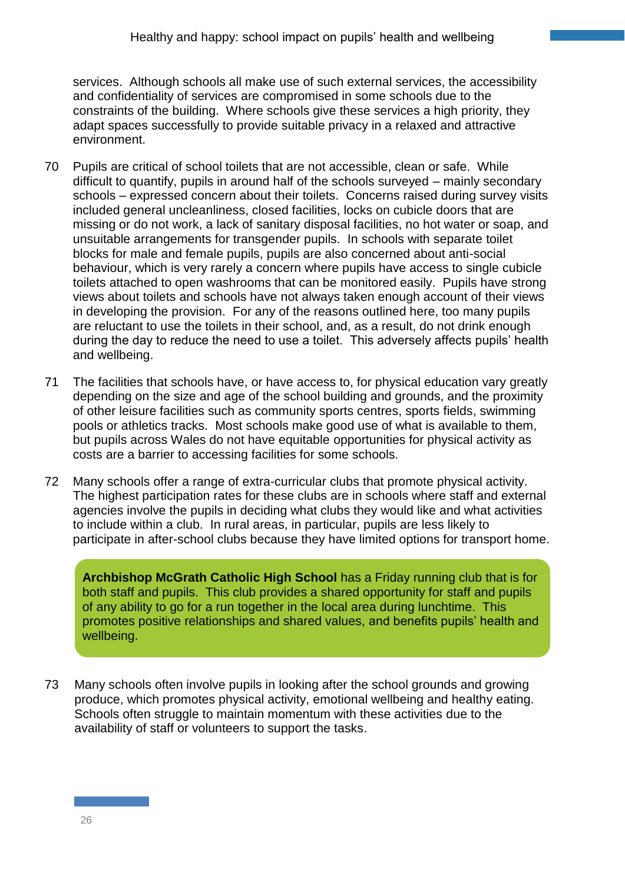services. Although schools all make use of such external services, the accessibility and confidentiality of services are compromised in some schools due to the constraints of the building. Where schools give these services a high priority, they adapt spaces successfully to provide suitable privacy in a relaxed and attractive environment.

70 Pupils are critical of school toilets that are not accessible, clean or safe. While difficult to quantify, pupils in around half of the schools surveyed – mainly secondary schools – expressed concern about their toilets. Concerns raised during survey visits included general uncleanliness, closed facilities, locks on cubicle doors that are missing or do not work, a lack of sanitary disposal facilities, no hot water or soap, and unsuitable arrangements for transgender pupils. In schools with separate toilet blocks for male and female pupils, pupils are also concerned about anti-social behaviour, which is very rarely a concern where pupils have access to single cubicle toilets attached to open washrooms that can be monitored easily. Pupils have strong views about toilets and schools have not always taken enough account of their views in developing the provision. For any of the reasons outlined here, too many pupils are reluctant to use the toilets in their school, and, as a result, do not drink enough during the day to reduce the need to use a toilet. This adversely affects pupils' health and wellbeing.

71 The facilities that schools have, or have access to, for physical education vary greatly depending on the size and age of the school building and grounds, and the proximity of other leisure facilities such as community sports centres, sports fields, swimming pools or athletics tracks. Most schools make good use of what is available to them, but pupils across Wales do not have equitable opportunities for physical activity as costs are a barrier to accessing facilities for some schools.

72 Many schools offer a range of extra-curricular clubs that promote physical activity. The highest participation rates for these clubs are in schools where staff and external agencies involve the pupils in deciding what clubs they would like and what activities to include within a club. In rural areas, in particular, pupils are less likely to participate in after-school clubs because they have limited options for transport home.

**Archbishop McGrath Catholic High School** has a Friday running club that is for both staff and pupils. This club provides a shared opportunity for staff and pupils of any ability to go for a run together in the local area during lunchtime. This promotes positive relationships and shared values, and benefits pupils' health and wellbeing.

73 Many schools often involve pupils in looking after the school grounds and growing produce, which promotes physical activity, emotional wellbeing and healthy eating. Schools often struggle to maintain momentum with these activities due to the availability of staff or volunteers to support the tasks.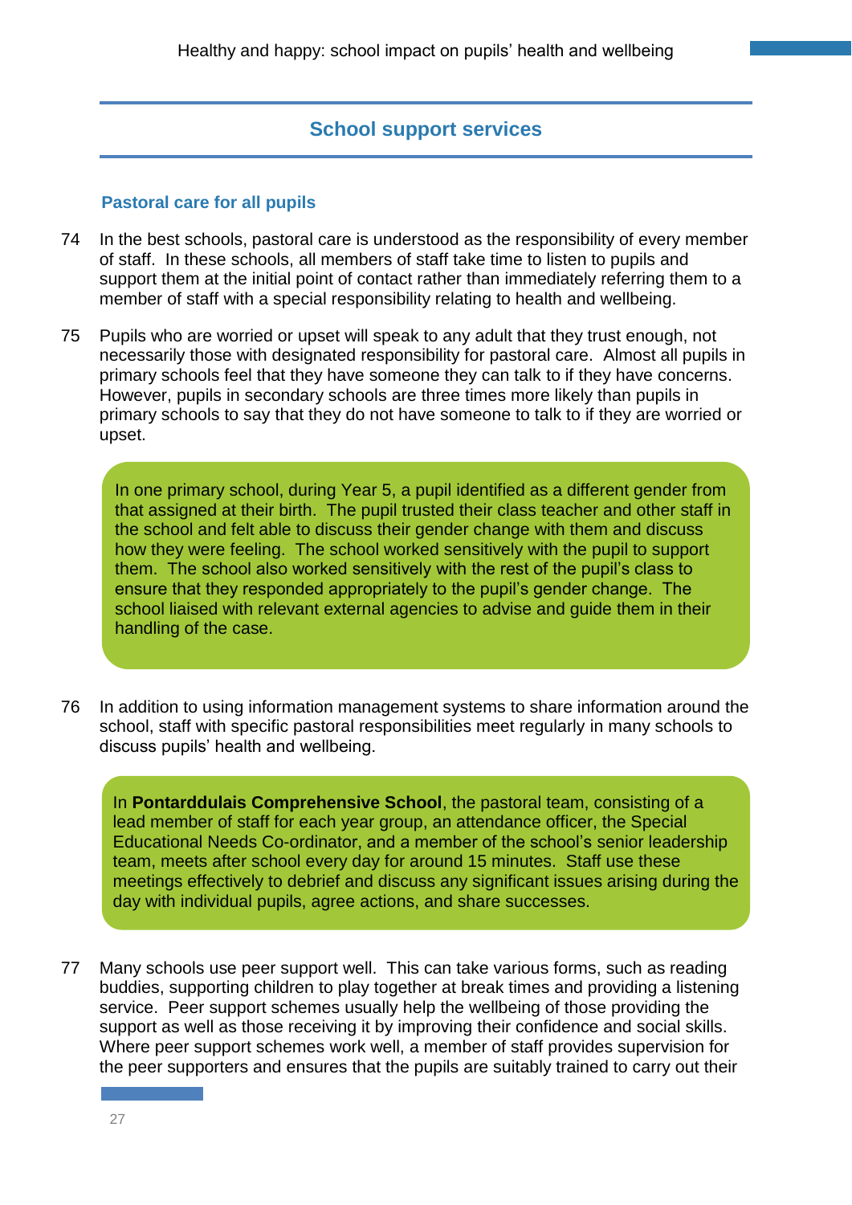## School support services

### Pastoral care for all pupils

74 In the best schools, pastoral care is understood as the responsibility of every member of staff. In these schools, all members of staff take time to listen to pupils and support them at the initial point of contact rather than immediately referring them to a member of staff with a special responsibility relating to health and wellbeing.

75 Pupils who are worried or upset will speak to any adult that they trust enough, not necessarily those with designated responsibility for pastoral care. Almost all pupils in primary schools feel that they have someone they can talk to if they have concerns. However, pupils in secondary schools are three times more likely than pupils in primary schools to say that they do not have someone to talk to if they are worried or upset.

> In one primary school, during Year 5, a pupil identified as a different gender from that assigned at their birth. The pupil trusted their class teacher and other staff in the school and felt able to discuss their gender change with them and discuss how they were feeling. The school worked sensitively with the pupil to support them. The school also worked sensitively with the rest of the pupil's class to ensure that they responded appropriately to the pupil's gender change. The school liaised with relevant external agencies to advise and guide them in their handling of the case.

76 In addition to using information management systems to share information around the school, staff with specific pastoral responsibilities meet regularly in many schools to discuss pupils' health and wellbeing.

> In **Pontarddulais Comprehensive School**, the pastoral team, consisting of a lead member of staff for each year group, an attendance officer, the Special Educational Needs Co-ordinator, and a member of the school's senior leadership team, meets after school every day for around 15 minutes. Staff use these meetings effectively to debrief and discuss any significant issues arising during the day with individual pupils, agree actions, and share successes.

77 Many schools use peer support well. This can take various forms, such as reading buddies, supporting children to play together at break times and providing a listening service. Peer support schemes usually help the wellbeing of those providing the support as well as those receiving it by improving their confidence and social skills. Where peer support schemes work well, a member of staff provides supervision for the peer supporters and ensures that the pupils are suitably trained to carry out their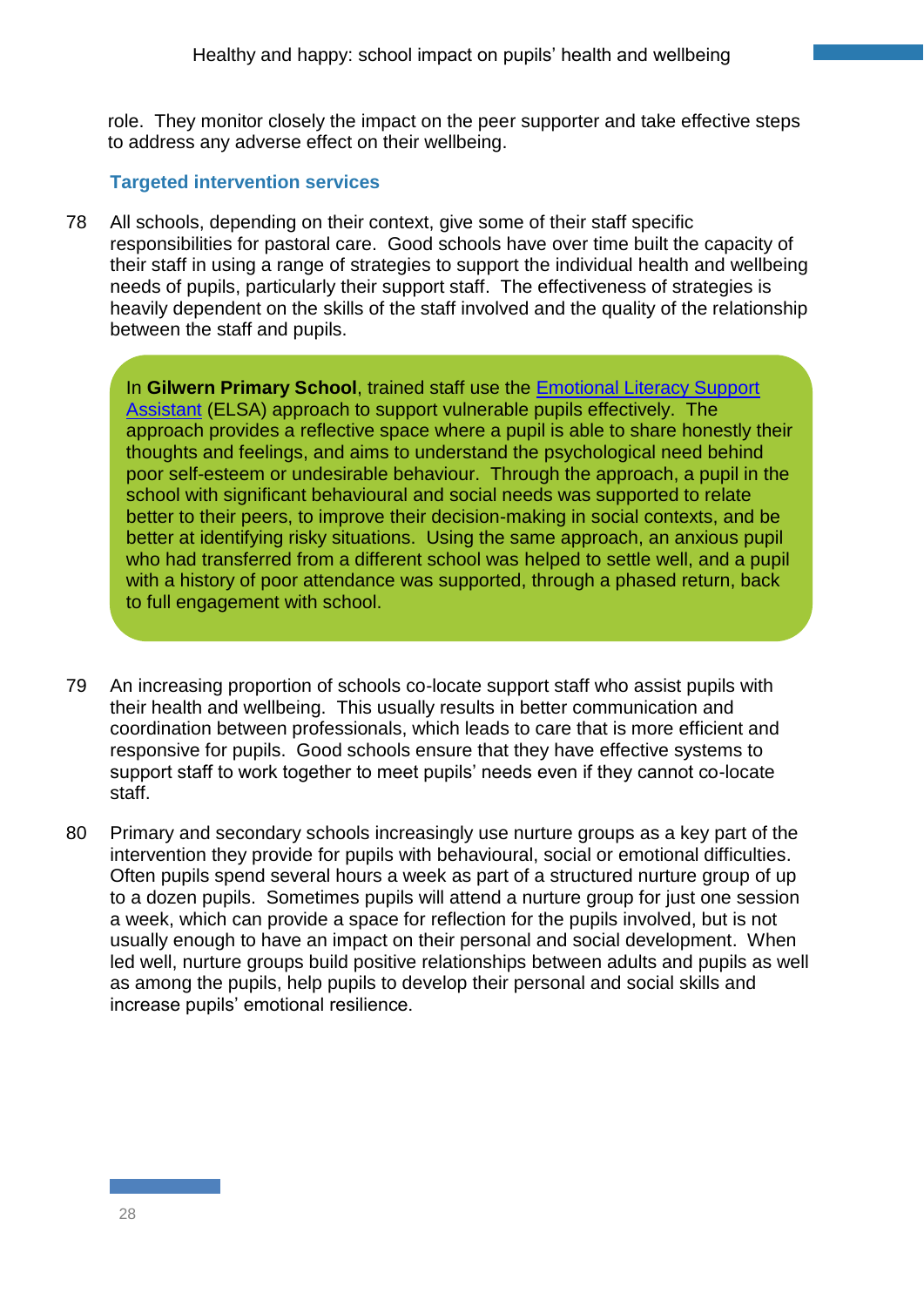role. They monitor closely the impact on the peer supporter and take effective steps to address any adverse effect on their wellbeing.

### Targeted intervention services

78 All schools, depending on their context, give some of their staff specific responsibilities for pastoral care. Good schools have over time built the capacity of their staff in using a range of strategies to support the individual health and wellbeing needs of pupils, particularly their support staff. The effectiveness of strategies is heavily dependent on the skills of the staff involved and the quality of the relationship between the staff and pupils.

> In **Gilwern Primary School**, trained staff use the Emotional Literacy Support Assistant (ELSA) approach to support vulnerable pupils effectively. The approach provides a reflective space where a pupil is able to share honestly their thoughts and feelings, and aims to understand the psychological need behind poor self-esteem or undesirable behaviour. Through the approach, a pupil in the school with significant behavioural and social needs was supported to relate better to their peers, to improve their decision-making in social contexts, and be better at identifying risky situations. Using the same approach, an anxious pupil who had transferred from a different school was helped to settle well, and a pupil with a history of poor attendance was supported, through a phased return, back to full engagement with school.

79 An increasing proportion of schools co-locate support staff who assist pupils with their health and wellbeing. This usually results in better communication and coordination between professionals, which leads to care that is more efficient and responsive for pupils. Good schools ensure that they have effective systems to support staff to work together to meet pupils' needs even if they cannot co-locate staff.

80 Primary and secondary schools increasingly use nurture groups as a key part of the intervention they provide for pupils with behavioural, social or emotional difficulties. Often pupils spend several hours a week as part of a structured nurture group of up to a dozen pupils. Sometimes pupils will attend a nurture group for just one session a week, which can provide a space for reflection for the pupils involved, but is not usually enough to have an impact on their personal and social development. When led well, nurture groups build positive relationships between adults and pupils as well as among the pupils, help pupils to develop their personal and social skills and increase pupils' emotional resilience.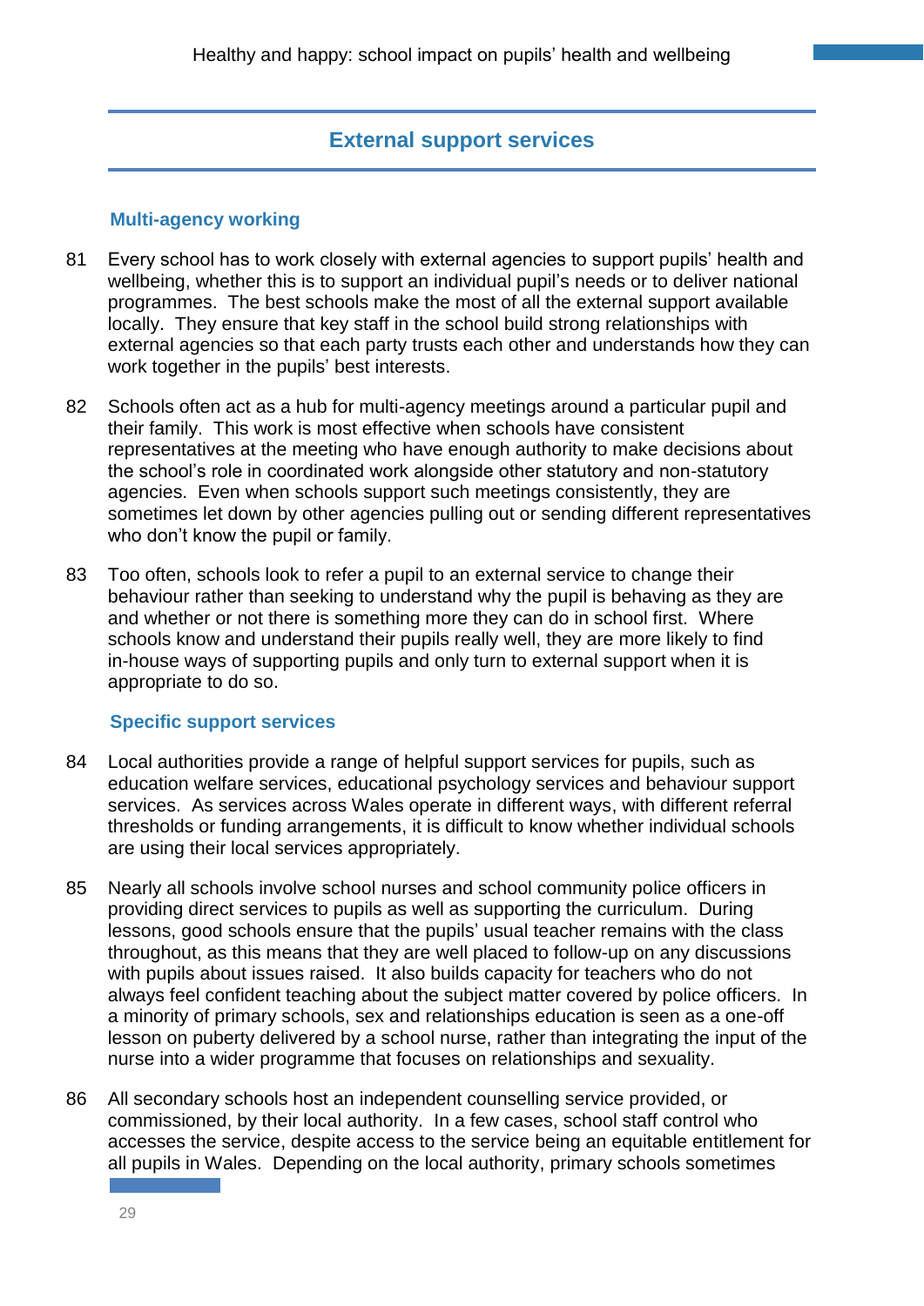## External support services

### Multi-agency working

81 Every school has to work closely with external agencies to support pupils' health and wellbeing, whether this is to support an individual pupil's needs or to deliver national programmes. The best schools make the most of all the external support available locally. They ensure that key staff in the school build strong relationships with external agencies so that each party trusts each other and understands how they can work together in the pupils' best interests.

82 Schools often act as a hub for multi-agency meetings around a particular pupil and their family. This work is most effective when schools have consistent representatives at the meeting who have enough authority to make decisions about the school's role in coordinated work alongside other statutory and non-statutory agencies. Even when schools support such meetings consistently, they are sometimes let down by other agencies pulling out or sending different representatives who don't know the pupil or family.

83 Too often, schools look to refer a pupil to an external service to change their behaviour rather than seeking to understand why the pupil is behaving as they are and whether or not there is something more they can do in school first. Where schools know and understand their pupils really well, they are more likely to find in-house ways of supporting pupils and only turn to external support when it is appropriate to do so.

### Specific support services

84 Local authorities provide a range of helpful support services for pupils, such as education welfare services, educational psychology services and behaviour support services. As services across Wales operate in different ways, with different referral thresholds or funding arrangements, it is difficult to know whether individual schools are using their local services appropriately.

85 Nearly all schools involve school nurses and school community police officers in providing direct services to pupils as well as supporting the curriculum. During lessons, good schools ensure that the pupils' usual teacher remains with the class throughout, as this means that they are well placed to follow-up on any discussions with pupils about issues raised. It also builds capacity for teachers who do not always feel confident teaching about the subject matter covered by police officers. In a minority of primary schools, sex and relationships education is seen as a one-off lesson on puberty delivered by a school nurse, rather than integrating the input of the nurse into a wider programme that focuses on relationships and sexuality.

86 All secondary schools host an independent counselling service provided, or commissioned, by their local authority. In a few cases, school staff control who accesses the service, despite access to the service being an equitable entitlement for all pupils in Wales. Depending on the local authority, primary schools sometimes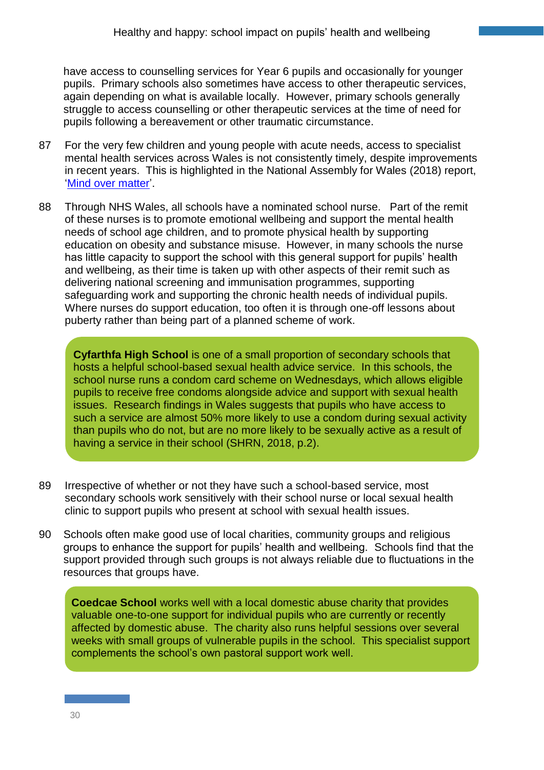have access to counselling services for Year 6 pupils and occasionally for younger pupils. Primary schools also sometimes have access to other therapeutic services, again depending on what is available locally. However, primary schools generally struggle to access counselling or other therapeutic services at the time of need for pupils following a bereavement or other traumatic circumstance.

87 For the very few children and young people with acute needs, access to specialist mental health services across Wales is not consistently timely, despite improvements in recent years. This is highlighted in the National Assembly for Wales (2018) report, 'Mind over matter'.

88 Through NHS Wales, all schools have a nominated school nurse. Part of the remit of these nurses is to promote emotional wellbeing and support the mental health needs of school age children, and to promote physical health by supporting education on obesity and substance misuse. However, in many schools the nurse has little capacity to support the school with this general support for pupils' health and wellbeing, as their time is taken up with other aspects of their remit such as delivering national screening and immunisation programmes, supporting safeguarding work and supporting the chronic health needs of individual pupils. Where nurses do support education, too often it is through one-off lessons about puberty rather than being part of a planned scheme of work.

> **Cyfarthfa High School** is one of a small proportion of secondary schools that hosts a helpful school-based sexual health advice service. In this schools, the school nurse runs a condom card scheme on Wednesdays, which allows eligible pupils to receive free condoms alongside advice and support with sexual health issues. Research findings in Wales suggests that pupils who have access to such a service are almost 50% more likely to use a condom during sexual activity than pupils who do not, but are no more likely to be sexually active as a result of having a service in their school (SHRN, 2018, p.2).

89 Irrespective of whether or not they have such a school-based service, most secondary schools work sensitively with their school nurse or local sexual health clinic to support pupils who present at school with sexual health issues.

90 Schools often make good use of local charities, community groups and religious groups to enhance the support for pupils' health and wellbeing. Schools find that the support provided through such groups is not always reliable due to fluctuations in the resources that groups have.

> **Coedcae School** works well with a local domestic abuse charity that provides valuable one-to-one support for individual pupils who are currently or recently affected by domestic abuse. The charity also runs helpful sessions over several weeks with small groups of vulnerable pupils in the school. This specialist support complements the school's own pastoral support work well.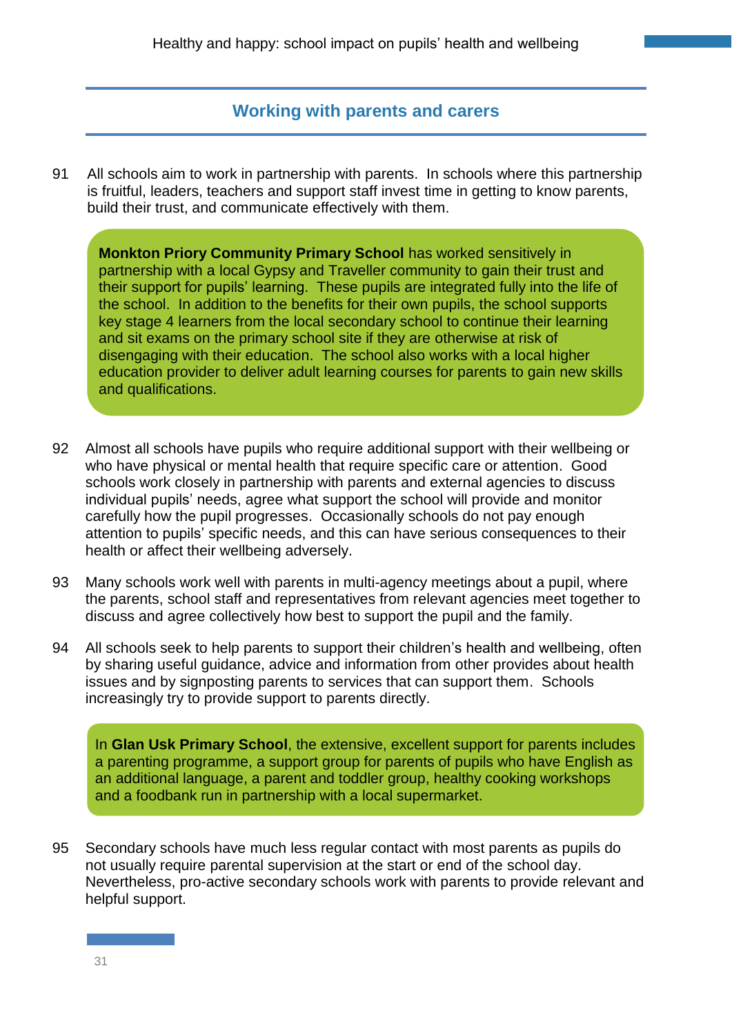## Working with parents and carers

91 All schools aim to work in partnership with parents. In schools where this partnership is fruitful, leaders, teachers and support staff invest time in getting to know parents, build their trust, and communicate effectively with them.

> **Monkton Priory Community Primary School** has worked sensitively in partnership with a local Gypsy and Traveller community to gain their trust and their support for pupils' learning. These pupils are integrated fully into the life of the school. In addition to the benefits for their own pupils, the school supports key stage 4 learners from the local secondary school to continue their learning and sit exams on the primary school site if they are otherwise at risk of disengaging with their education. The school also works with a local higher education provider to deliver adult learning courses for parents to gain new skills and qualifications.

92 Almost all schools have pupils who require additional support with their wellbeing or who have physical or mental health that require specific care or attention. Good schools work closely in partnership with parents and external agencies to discuss individual pupils' needs, agree what support the school will provide and monitor carefully how the pupil progresses. Occasionally schools do not pay enough attention to pupils' specific needs, and this can have serious consequences to their health or affect their wellbeing adversely.

93 Many schools work well with parents in multi-agency meetings about a pupil, where the parents, school staff and representatives from relevant agencies meet together to discuss and agree collectively how best to support the pupil and the family.

94 All schools seek to help parents to support their children's health and wellbeing, often by sharing useful guidance, advice and information from other provides about health issues and by signposting parents to services that can support them. Schools increasingly try to provide support to parents directly.

> In **Glan Usk Primary School**, the extensive, excellent support for parents includes a parenting programme, a support group for parents of pupils who have English as an additional language, a parent and toddler group, healthy cooking workshops and a foodbank run in partnership with a local supermarket.

95 Secondary schools have much less regular contact with most parents as pupils do not usually require parental supervision at the start or end of the school day. Nevertheless, pro-active secondary schools work with parents to provide relevant and helpful support.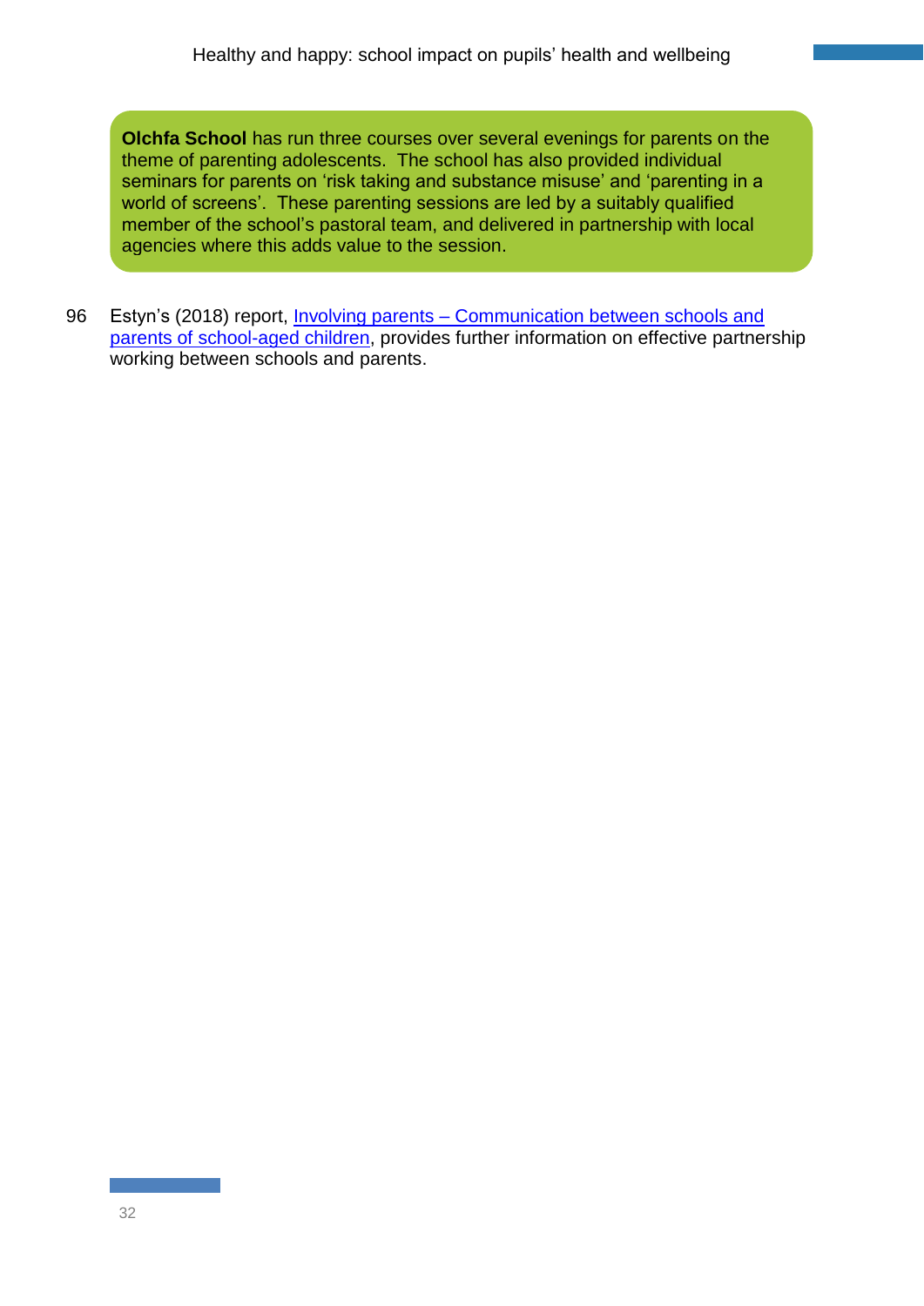**Olchfa School** has run three courses over several evenings for parents on the theme of parenting adolescents. The school has also provided individual seminars for parents on 'risk taking and substance misuse' and 'parenting in a world of screens'. These parenting sessions are led by a suitably qualified member of the school's pastoral team, and delivered in partnership with local agencies where this adds value to the session.

96 Estyn's (2018) report, Involving parents – Communication between schools and parents of school-aged children, provides further information on effective partnership working between schools and parents.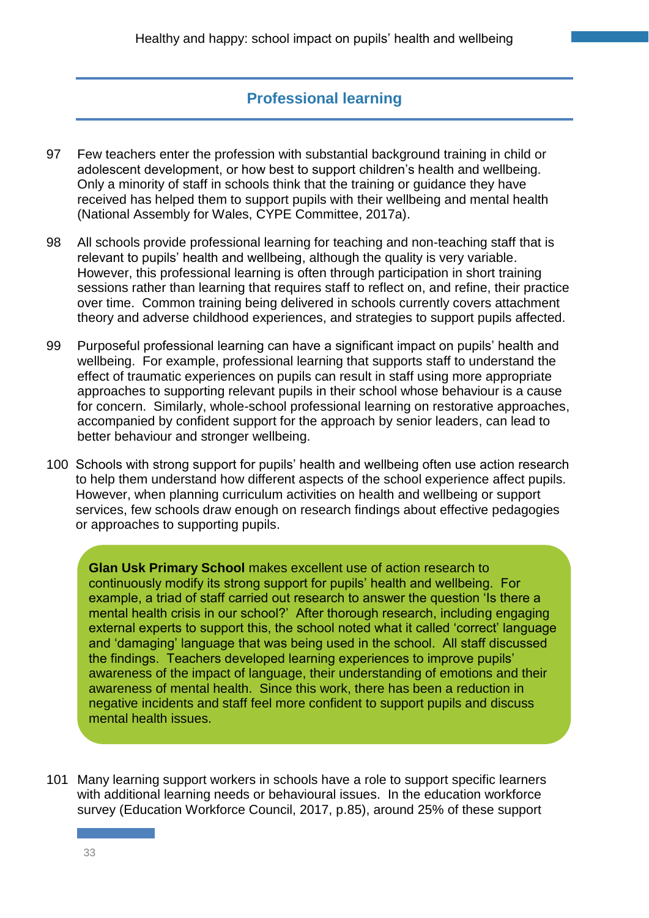## Professional learning

97 Few teachers enter the profession with substantial background training in child or adolescent development, or how best to support children's health and wellbeing. Only a minority of staff in schools think that the training or guidance they have received has helped them to support pupils with their wellbeing and mental health (National Assembly for Wales, CYPE Committee, 2017a).

98 All schools provide professional learning for teaching and non-teaching staff that is relevant to pupils' health and wellbeing, although the quality is very variable. However, this professional learning is often through participation in short training sessions rather than learning that requires staff to reflect on, and refine, their practice over time. Common training being delivered in schools currently covers attachment theory and adverse childhood experiences, and strategies to support pupils affected.

99 Purposeful professional learning can have a significant impact on pupils' health and wellbeing. For example, professional learning that supports staff to understand the effect of traumatic experiences on pupils can result in staff using more appropriate approaches to supporting relevant pupils in their school whose behaviour is a cause for concern. Similarly, whole-school professional learning on restorative approaches, accompanied by confident support for the approach by senior leaders, can lead to better behaviour and stronger wellbeing.

100 Schools with strong support for pupils' health and wellbeing often use action research to help them understand how different aspects of the school experience affect pupils. However, when planning curriculum activities on health and wellbeing or support services, few schools draw enough on research findings about effective pedagogies or approaches to supporting pupils.

> **Glan Usk Primary School** makes excellent use of action research to continuously modify its strong support for pupils' health and wellbeing. For example, a triad of staff carried out research to answer the question 'Is there a mental health crisis in our school?' After thorough research, including engaging external experts to support this, the school noted what it called 'correct' language and 'damaging' language that was being used in the school. All staff discussed the findings. Teachers developed learning experiences to improve pupils' awareness of the impact of language, their understanding of emotions and their awareness of mental health. Since this work, there has been a reduction in negative incidents and staff feel more confident to support pupils and discuss mental health issues.

101 Many learning support workers in schools have a role to support specific learners with additional learning needs or behavioural issues. In the education workforce survey (Education Workforce Council, 2017, p.85), around 25% of these support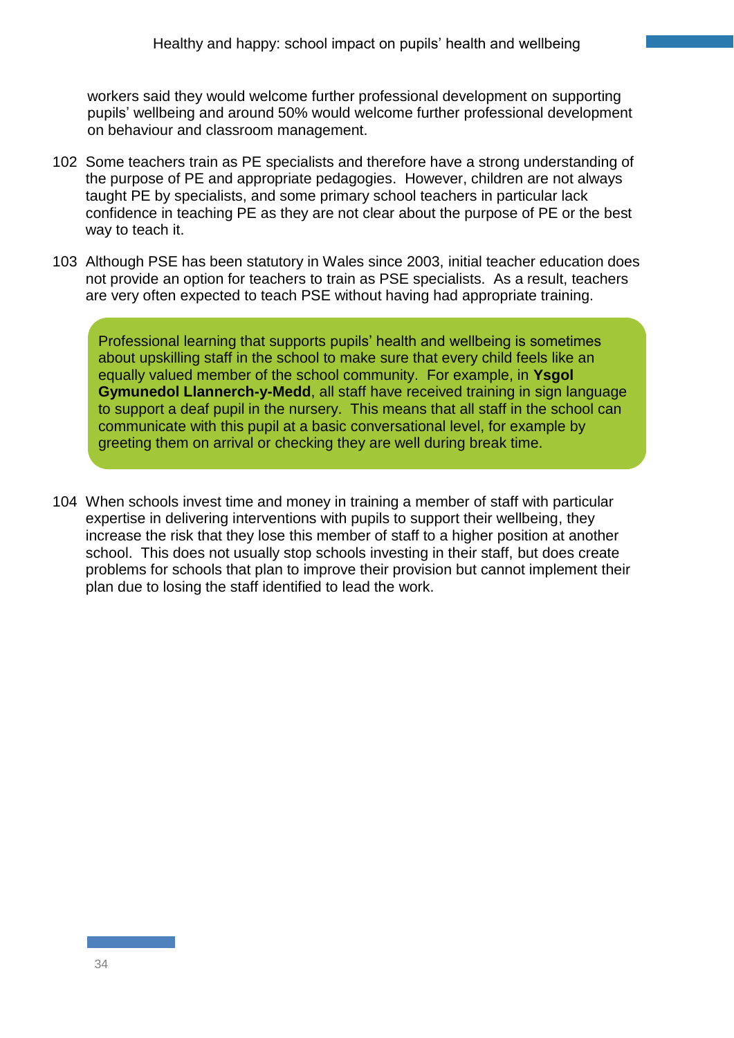workers said they would welcome further professional development on supporting pupils' wellbeing and around 50% would welcome further professional development on behaviour and classroom management.

102 Some teachers train as PE specialists and therefore have a strong understanding of the purpose of PE and appropriate pedagogies. However, children are not always taught PE by specialists, and some primary school teachers in particular lack confidence in teaching PE as they are not clear about the purpose of PE or the best way to teach it.

103 Although PSE has been statutory in Wales since 2003, initial teacher education does not provide an option for teachers to train as PSE specialists. As a result, teachers are very often expected to teach PSE without having had appropriate training.

> Professional learning that supports pupils' health and wellbeing is sometimes about upskilling staff in the school to make sure that every child feels like an equally valued member of the school community. For example, in **Ysgol Gymunedol Llannerch-y-Medd**, all staff have received training in sign language to support a deaf pupil in the nursery. This means that all staff in the school can communicate with this pupil at a basic conversational level, for example by greeting them on arrival or checking they are well during break time.

104 When schools invest time and money in training a member of staff with particular expertise in delivering interventions with pupils to support their wellbeing, they increase the risk that they lose this member of staff to a higher position at another school. This does not usually stop schools investing in their staff, but does create problems for schools that plan to improve their provision but cannot implement their plan due to losing the staff identified to lead the work.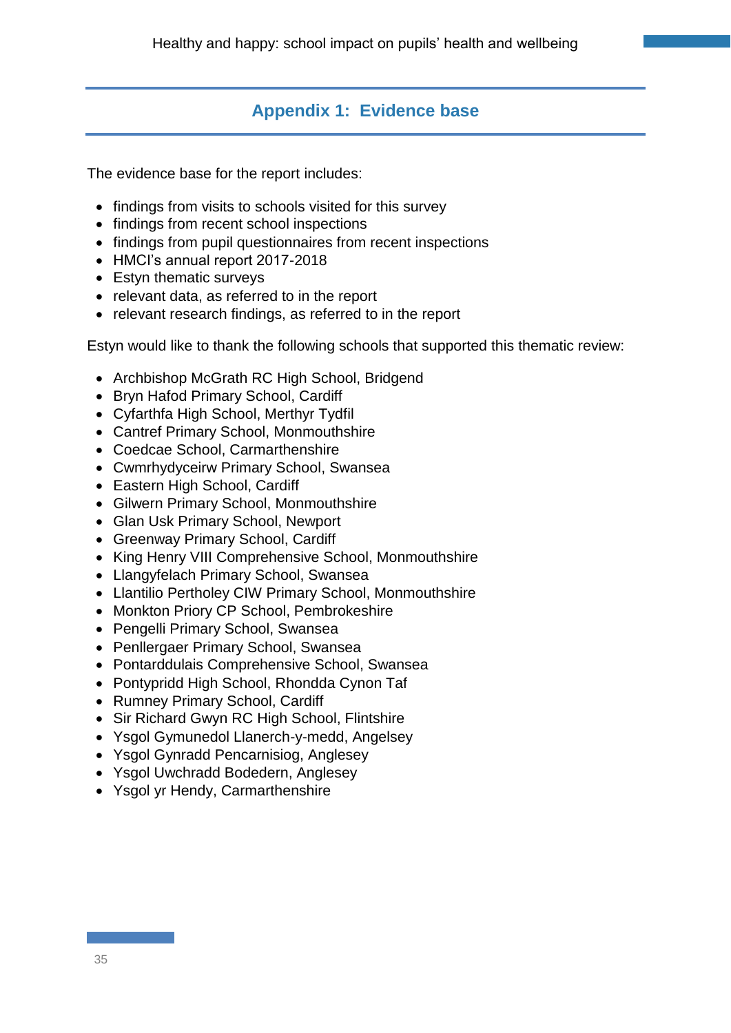## Appendix 1: Evidence base

The evidence base for the report includes:

- findings from visits to schools visited for this survey
- findings from recent school inspections
- findings from pupil questionnaires from recent inspections
- HMCI's annual report 2017-2018
- Estyn thematic surveys
- relevant data, as referred to in the report
- relevant research findings, as referred to in the report

Estyn would like to thank the following schools that supported this thematic review:

- Archbishop McGrath RC High School, Bridgend
- Bryn Hafod Primary School, Cardiff
- Cyfarthfa High School, Merthyr Tydfil
- Cantref Primary School, Monmouthshire
- Coedcae School, Carmarthenshire
- Cwmrhydyceirw Primary School, Swansea
- Eastern High School, Cardiff
- Gilwern Primary School, Monmouthshire
- Glan Usk Primary School, Newport
- Greenway Primary School, Cardiff
- King Henry VIII Comprehensive School, Monmouthshire
- Llangyfelach Primary School, Swansea
- Llantilio Pertholey CIW Primary School, Monmouthshire
- Monkton Priory CP School, Pembrokeshire
- Pengelli Primary School, Swansea
- Penllergaer Primary School, Swansea
- Pontarddulais Comprehensive School, Swansea
- Pontypridd High School, Rhondda Cynon Taf
- Rumney Primary School, Cardiff
- Sir Richard Gwyn RC High School, Flintshire
- Ysgol Gymunedol Llanerch-y-medd, Angelsey
- Ysgol Gynradd Pencarnisiog, Anglesey
- Ysgol Uwchradd Bodedern, Anglesey
- Ysgol yr Hendy, Carmarthenshire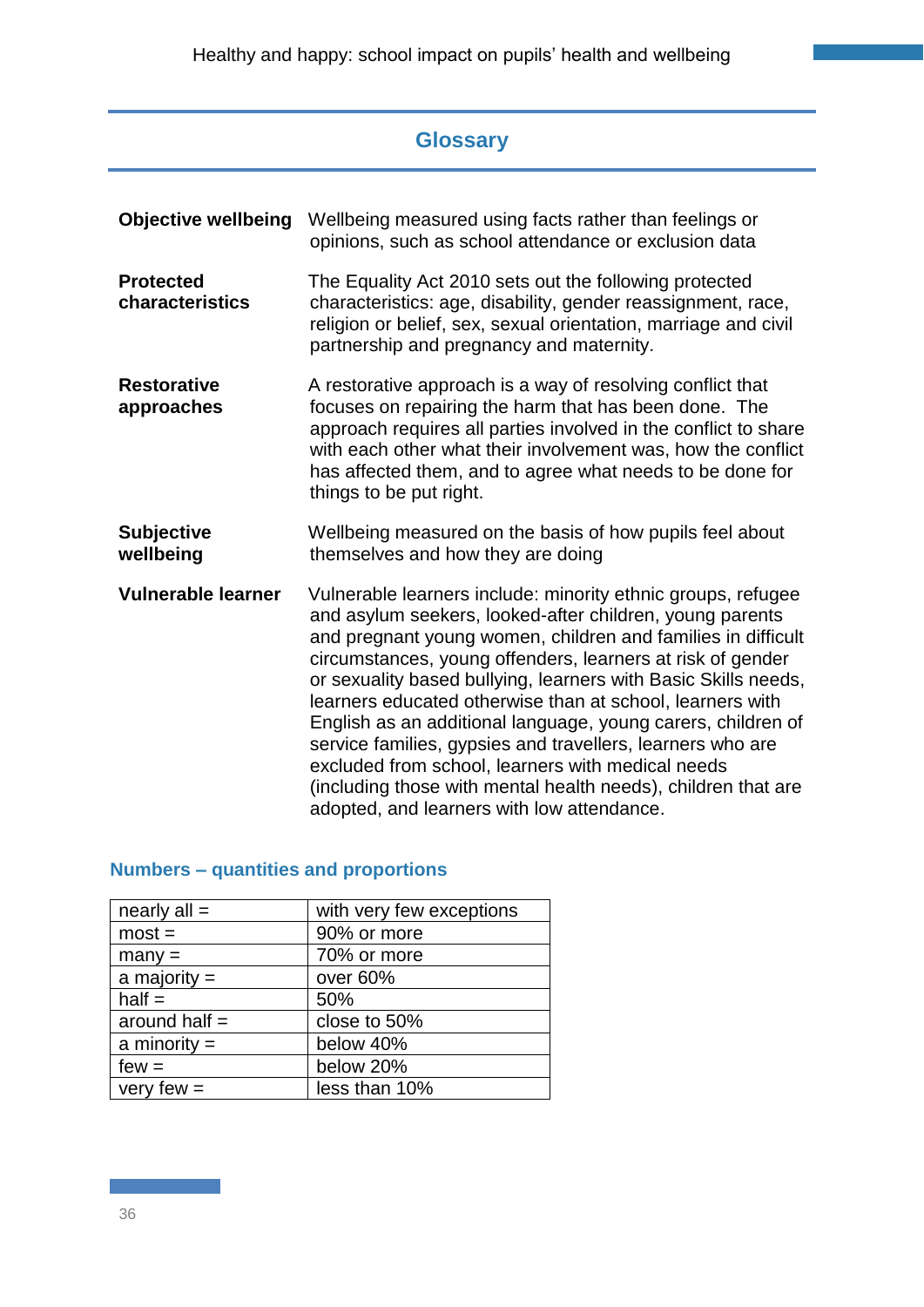## Glossary

**Objective wellbeing** Wellbeing measured using facts rather than feelings or opinions, such as school attendance or exclusion data

**Protected characteristics** The Equality Act 2010 sets out the following protected characteristics: age, disability, gender reassignment, race, religion or belief, sex, sexual orientation, marriage and civil partnership and pregnancy and maternity.

**Restorative approaches** A restorative approach is a way of resolving conflict that focuses on repairing the harm that has been done. The approach requires all parties involved in the conflict to share with each other what their involvement was, how the conflict has affected them, and to agree what needs to be done for things to be put right.

**Subjective wellbeing** Wellbeing measured on the basis of how pupils feel about themselves and how they are doing

**Vulnerable learner** Vulnerable learners include: minority ethnic groups, refugee and asylum seekers, looked-after children, young parents and pregnant young women, children and families in difficult circumstances, young offenders, learners at risk of gender or sexuality based bullying, learners with Basic Skills needs, learners educated otherwise than at school, learners with English as an additional language, young carers, children of service families, gypsies and travellers, learners who are excluded from school, learners with medical needs (including those with mental health needs), children that are adopted, and learners with low attendance.

### Numbers – quantities and proportions

| | |
|---|---|
| nearly all = | with very few exceptions |
| most = | 90% or more |
| many = | 70% or more |
| a majority = | over 60% |
| half = | 50% |
| around half = | close to 50% |
| a minority = | below 40% |
| few = | below 20% |
| very few = | less than 10% |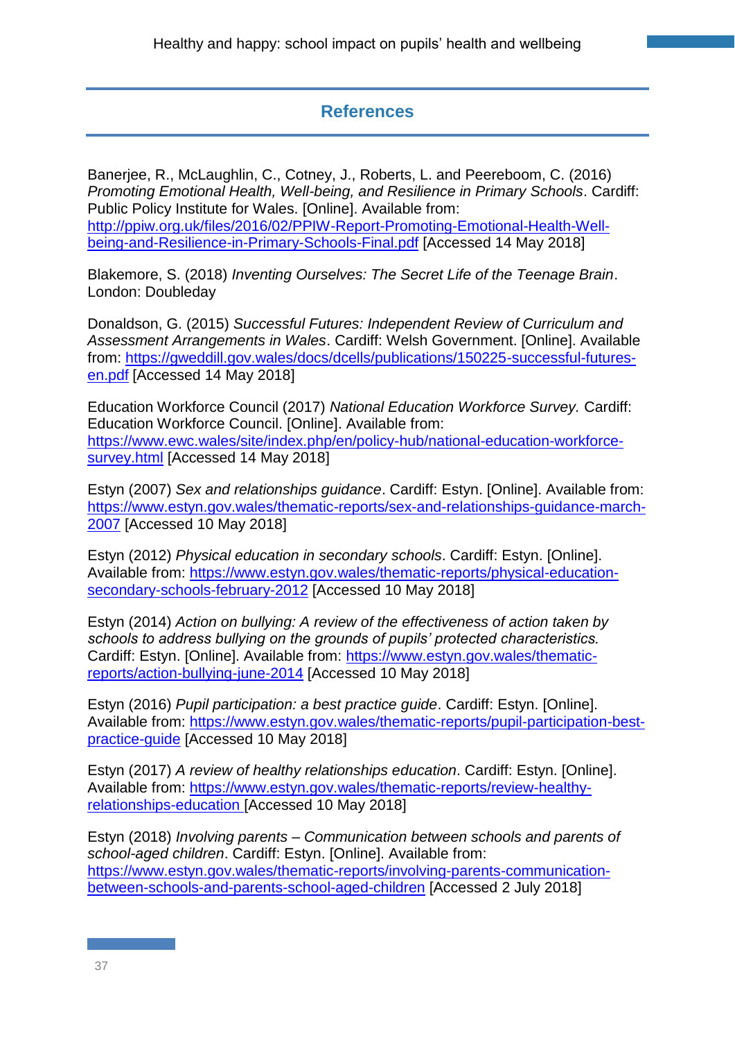## References

Banerjee, R., McLaughlin, C., Cotney, J., Roberts, L. and Peereboom, C. (2016) *Promoting Emotional Health, Well-being, and Resilience in Primary Schools*. Cardiff: Public Policy Institute for Wales. [Online]. Available from: http://ppiw.org.uk/files/2016/02/PPIW-Report-Promoting-Emotional-Health-Well-being-and-Resilience-in-Primary-Schools-Final.pdf [Accessed 14 May 2018]

Blakemore, S. (2018) *Inventing Ourselves: The Secret Life of the Teenage Brain*. London: Doubleday

Donaldson, G. (2015) *Successful Futures: Independent Review of Curriculum and Assessment Arrangements in Wales*. Cardiff: Welsh Government. [Online]. Available from: https://gweddill.gov.wales/docs/dcells/publications/150225-successful-futures-en.pdf [Accessed 14 May 2018]

Education Workforce Council (2017) *National Education Workforce Survey.* Cardiff: Education Workforce Council. [Online]. Available from: https://www.ewc.wales/site/index.php/en/policy-hub/national-education-workforce-survey.html [Accessed 14 May 2018]

Estyn (2007) *Sex and relationships guidance*. Cardiff: Estyn. [Online]. Available from: https://www.estyn.gov.wales/thematic-reports/sex-and-relationships-guidance-march-2007 [Accessed 10 May 2018]

Estyn (2012) *Physical education in secondary schools*. Cardiff: Estyn. [Online]. Available from: https://www.estyn.gov.wales/thematic-reports/physical-education-secondary-schools-february-2012 [Accessed 10 May 2018]

Estyn (2014) *Action on bullying: A review of the effectiveness of action taken by schools to address bullying on the grounds of pupils' protected characteristics.* Cardiff: Estyn. [Online]. Available from: https://www.estyn.gov.wales/thematic-reports/action-bullying-june-2014 [Accessed 10 May 2018]

Estyn (2016) *Pupil participation: a best practice guide*. Cardiff: Estyn. [Online]. Available from: https://www.estyn.gov.wales/thematic-reports/pupil-participation-best-practice-guide [Accessed 10 May 2018]

Estyn (2017) *A review of healthy relationships education*. Cardiff: Estyn. [Online]. Available from: https://www.estyn.gov.wales/thematic-reports/review-healthy-relationships-education [Accessed 10 May 2018]

Estyn (2018) *Involving parents – Communication between schools and parents of school-aged children*. Cardiff: Estyn. [Online]. Available from: https://www.estyn.gov.wales/thematic-reports/involving-parents-communication-between-schools-and-parents-school-aged-children [Accessed 2 July 2018]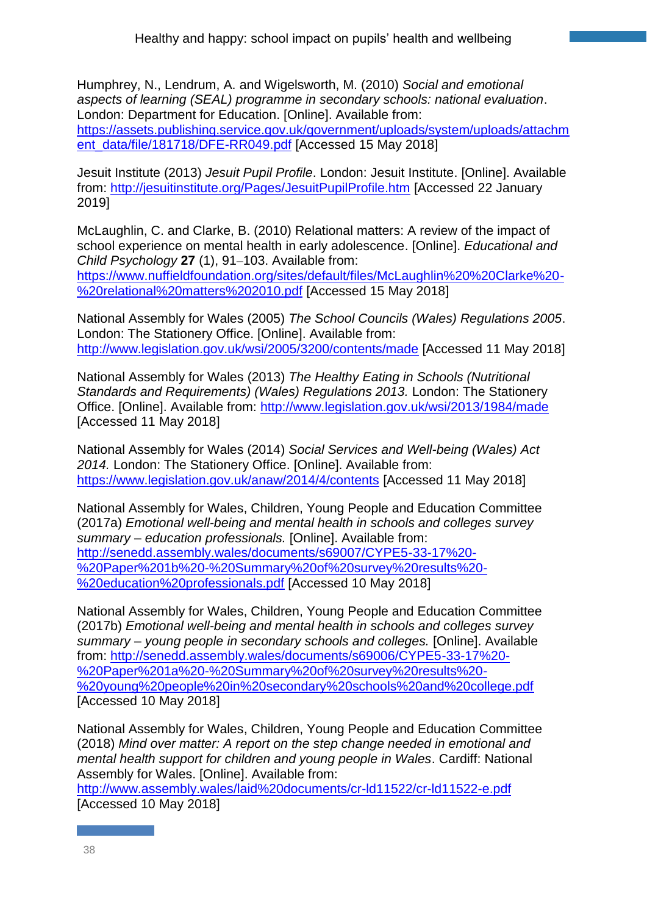Humphrey, N., Lendrum, A. and Wigelsworth, M. (2010) *Social and emotional aspects of learning (SEAL) programme in secondary schools: national evaluation*. London: Department for Education. [Online]. Available from: https://assets.publishing.service.gov.uk/government/uploads/system/uploads/attachment_data/file/181718/DFE-RR049.pdf [Accessed 15 May 2018]

Jesuit Institute (2013) *Jesuit Pupil Profile*. London: Jesuit Institute. [Online]. Available from: http://jesuitinstitute.org/Pages/JesuitPupilProfile.htm [Accessed 22 January 2019]

McLaughlin, C. and Clarke, B. (2010) Relational matters: A review of the impact of school experience on mental health in early adolescence. [Online]. *Educational and Child Psychology* **27** (1), 91–103. Available from: https://www.nuffieldfoundation.org/sites/default/files/McLaughlin%20%20Clarke%20-%20relational%20matters%202010.pdf [Accessed 15 May 2018]

National Assembly for Wales (2005) *The School Councils (Wales) Regulations 2005*. London: The Stationery Office. [Online]. Available from: http://www.legislation.gov.uk/wsi/2005/3200/contents/made [Accessed 11 May 2018]

National Assembly for Wales (2013) *The Healthy Eating in Schools (Nutritional Standards and Requirements) (Wales) Regulations 2013.* London: The Stationery Office. [Online]. Available from: http://www.legislation.gov.uk/wsi/2013/1984/made [Accessed 11 May 2018]

National Assembly for Wales (2014) *Social Services and Well-being (Wales) Act 2014.* London: The Stationery Office. [Online]. Available from: https://www.legislation.gov.uk/anaw/2014/4/contents [Accessed 11 May 2018]

National Assembly for Wales, Children, Young People and Education Committee (2017a) *Emotional well-being and mental health in schools and colleges survey summary – education professionals.* [Online]. Available from: http://senedd.assembly.wales/documents/s69007/CYPE5-33-17%20-%20Paper%201b%20-%20Summary%20of%20survey%20results%20-%20education%20professionals.pdf [Accessed 10 May 2018]

National Assembly for Wales, Children, Young People and Education Committee (2017b) *Emotional well-being and mental health in schools and colleges survey summary – young people in secondary schools and colleges.* [Online]. Available from: http://senedd.assembly.wales/documents/s69006/CYPE5-33-17%20-%20Paper%201a%20-%20Summary%20of%20survey%20results%20-%20young%20people%20in%20secondary%20schools%20and%20college.pdf [Accessed 10 May 2018]

National Assembly for Wales, Children, Young People and Education Committee (2018) *Mind over matter: A report on the step change needed in emotional and mental health support for children and young people in Wales*. Cardiff: National Assembly for Wales. [Online]. Available from: http://www.assembly.wales/laid%20documents/cr-ld11522/cr-ld11522-e.pdf [Accessed 10 May 2018]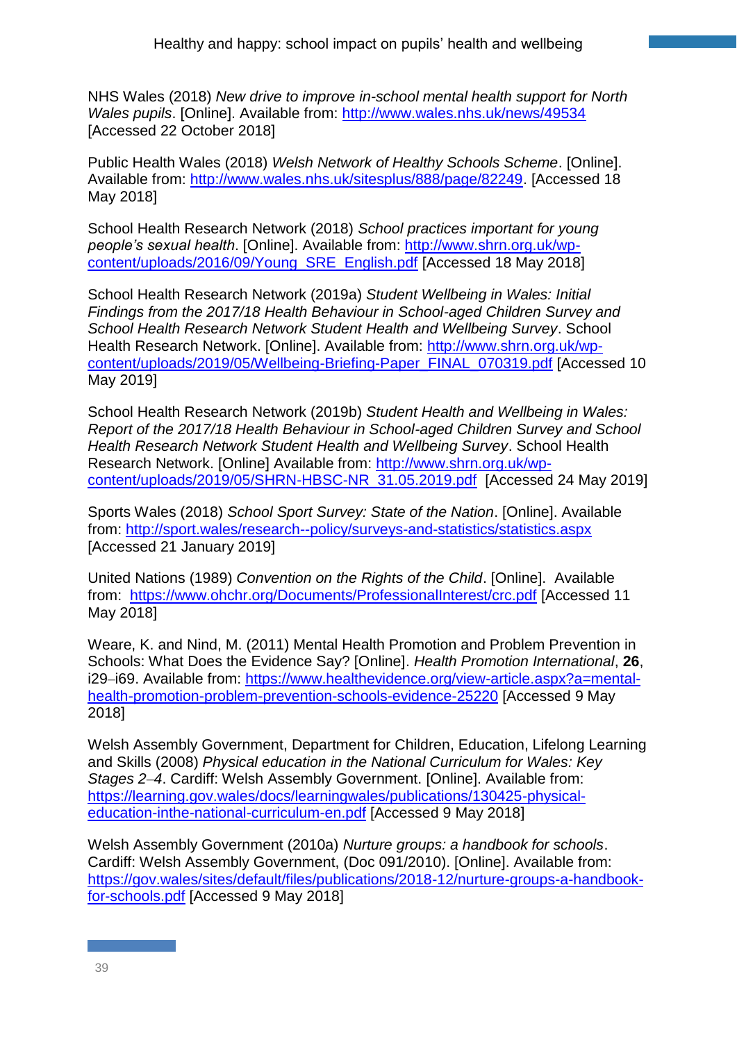NHS Wales (2018) *New drive to improve in-school mental health support for North Wales pupils*. [Online]. Available from: http://www.wales.nhs.uk/news/49534 [Accessed 22 October 2018]

Public Health Wales (2018) *Welsh Network of Healthy Schools Scheme*. [Online]. Available from: http://www.wales.nhs.uk/sitesplus/888/page/82249. [Accessed 18 May 2018]

School Health Research Network (2018) *School practices important for young people's sexual health*. [Online]. Available from: http://www.shrn.org.uk/wp-content/uploads/2016/09/Young_SRE_English.pdf [Accessed 18 May 2018]

School Health Research Network (2019a) *Student Wellbeing in Wales: Initial Findings from the 2017/18 Health Behaviour in School-aged Children Survey and School Health Research Network Student Health and Wellbeing Survey*. School Health Research Network. [Online]. Available from: http://www.shrn.org.uk/wp-content/uploads/2019/05/Wellbeing-Briefing-Paper_FINAL_070319.pdf [Accessed 10 May 2019]

School Health Research Network (2019b) *Student Health and Wellbeing in Wales: Report of the 2017/18 Health Behaviour in School-aged Children Survey and School Health Research Network Student Health and Wellbeing Survey*. School Health Research Network. [Online] Available from: http://www.shrn.org.uk/wp-content/uploads/2019/05/SHRN-HBSC-NR_31.05.2019.pdf [Accessed 24 May 2019]

Sports Wales (2018) *School Sport Survey: State of the Nation*. [Online]. Available from: http://sport.wales/research--policy/surveys-and-statistics/statistics.aspx [Accessed 21 January 2019]

United Nations (1989) *Convention on the Rights of the Child*. [Online]. Available from: https://www.ohchr.org/Documents/ProfessionalInterest/crc.pdf [Accessed 11 May 2018]

Weare, K. and Nind, M. (2011) Mental Health Promotion and Problem Prevention in Schools: What Does the Evidence Say? [Online]. *Health Promotion International*, **26**, i29–i69. Available from: https://www.healthevidence.org/view-article.aspx?a=mental-health-promotion-problem-prevention-schools-evidence-25220 [Accessed 9 May 2018]

Welsh Assembly Government, Department for Children, Education, Lifelong Learning and Skills (2008) *Physical education in the National Curriculum for Wales: Key Stages 2–4*. Cardiff: Welsh Assembly Government. [Online]. Available from: https://learning.gov.wales/docs/learningwales/publications/130425-physical-education-inthe-national-curriculum-en.pdf [Accessed 9 May 2018]

Welsh Assembly Government (2010a) *Nurture groups: a handbook for schools*. Cardiff: Welsh Assembly Government, (Doc 091/2010). [Online]. Available from: https://gov.wales/sites/default/files/publications/2018-12/nurture-groups-a-handbook-for-schools.pdf [Accessed 9 May 2018]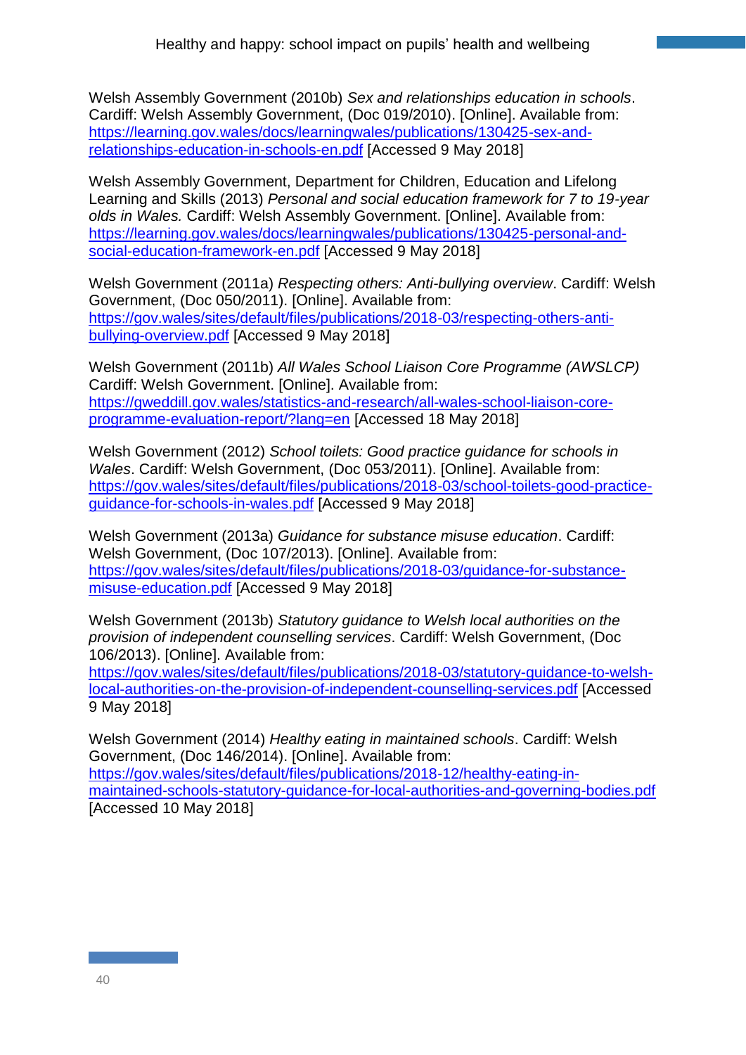Welsh Assembly Government (2010b) *Sex and relationships education in schools*. Cardiff: Welsh Assembly Government, (Doc 019/2010). [Online]. Available from: https://learning.gov.wales/docs/learningwales/publications/130425-sex-and-relationships-education-in-schools-en.pdf [Accessed 9 May 2018]

Welsh Assembly Government, Department for Children, Education and Lifelong Learning and Skills (2013) *Personal and social education framework for 7 to 19-year olds in Wales.* Cardiff: Welsh Assembly Government. [Online]. Available from: https://learning.gov.wales/docs/learningwales/publications/130425-personal-and-social-education-framework-en.pdf [Accessed 9 May 2018]

Welsh Government (2011a) *Respecting others: Anti-bullying overview*. Cardiff: Welsh Government, (Doc 050/2011). [Online]. Available from: https://gov.wales/sites/default/files/publications/2018-03/respecting-others-anti-bullying-overview.pdf [Accessed 9 May 2018]

Welsh Government (2011b) *All Wales School Liaison Core Programme (AWSLCP)* Cardiff: Welsh Government. [Online]. Available from: https://gweddill.gov.wales/statistics-and-research/all-wales-school-liaison-core-programme-evaluation-report/?lang=en [Accessed 18 May 2018]

Welsh Government (2012) *School toilets: Good practice guidance for schools in Wales*. Cardiff: Welsh Government, (Doc 053/2011). [Online]. Available from: https://gov.wales/sites/default/files/publications/2018-03/school-toilets-good-practice-guidance-for-schools-in-wales.pdf [Accessed 9 May 2018]

Welsh Government (2013a) *Guidance for substance misuse education*. Cardiff: Welsh Government, (Doc 107/2013). [Online]. Available from: https://gov.wales/sites/default/files/publications/2018-03/guidance-for-substance-misuse-education.pdf [Accessed 9 May 2018]

Welsh Government (2013b) *Statutory guidance to Welsh local authorities on the provision of independent counselling services*. Cardiff: Welsh Government, (Doc 106/2013). [Online]. Available from: https://gov.wales/sites/default/files/publications/2018-03/statutory-guidance-to-welsh-local-authorities-on-the-provision-of-independent-counselling-services.pdf [Accessed 9 May 2018]

Welsh Government (2014) *Healthy eating in maintained schools*. Cardiff: Welsh Government, (Doc 146/2014). [Online]. Available from: https://gov.wales/sites/default/files/publications/2018-12/healthy-eating-in-maintained-schools-statutory-guidance-for-local-authorities-and-governing-bodies.pdf [Accessed 10 May 2018]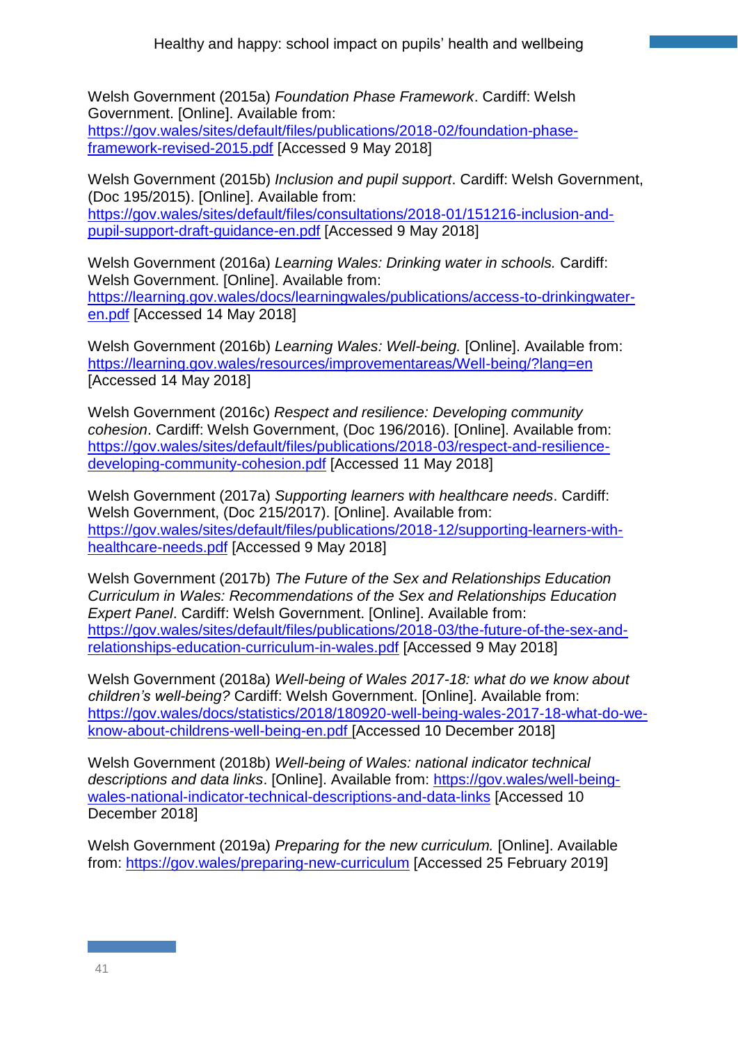Welsh Government (2015a) *Foundation Phase Framework*. Cardiff: Welsh Government. [Online]. Available from: https://gov.wales/sites/default/files/publications/2018-02/foundation-phase-framework-revised-2015.pdf [Accessed 9 May 2018]

Welsh Government (2015b) *Inclusion and pupil support*. Cardiff: Welsh Government, (Doc 195/2015). [Online]. Available from: https://gov.wales/sites/default/files/consultations/2018-01/151216-inclusion-and-pupil-support-draft-guidance-en.pdf [Accessed 9 May 2018]

Welsh Government (2016a) *Learning Wales: Drinking water in schools.* Cardiff: Welsh Government. [Online]. Available from: https://learning.gov.wales/docs/learningwales/publications/access-to-drinkingwater-en.pdf [Accessed 14 May 2018]

Welsh Government (2016b) *Learning Wales: Well-being.* [Online]. Available from: https://learning.gov.wales/resources/improvementareas/Well-being/?lang=en [Accessed 14 May 2018]

Welsh Government (2016c) *Respect and resilience: Developing community cohesion*. Cardiff: Welsh Government, (Doc 196/2016). [Online]. Available from: https://gov.wales/sites/default/files/publications/2018-03/respect-and-resilience-developing-community-cohesion.pdf [Accessed 11 May 2018]

Welsh Government (2017a) *Supporting learners with healthcare needs*. Cardiff: Welsh Government, (Doc 215/2017). [Online]. Available from: https://gov.wales/sites/default/files/publications/2018-12/supporting-learners-with-healthcare-needs.pdf [Accessed 9 May 2018]

Welsh Government (2017b) *The Future of the Sex and Relationships Education Curriculum in Wales: Recommendations of the Sex and Relationships Education Expert Panel*. Cardiff: Welsh Government. [Online]. Available from: https://gov.wales/sites/default/files/publications/2018-03/the-future-of-the-sex-and-relationships-education-curriculum-in-wales.pdf [Accessed 9 May 2018]

Welsh Government (2018a) *Well-being of Wales 2017-18: what do we know about children's well-being?* Cardiff: Welsh Government. [Online]. Available from: https://gov.wales/docs/statistics/2018/180920-well-being-wales-2017-18-what-do-we-know-about-childrens-well-being-en.pdf [Accessed 10 December 2018]

Welsh Government (2018b) *Well-being of Wales: national indicator technical descriptions and data links*. [Online]. Available from: https://gov.wales/well-being-wales-national-indicator-technical-descriptions-and-data-links [Accessed 10 December 2018]

Welsh Government (2019a) *Preparing for the new curriculum.* [Online]. Available from: https://gov.wales/preparing-new-curriculum [Accessed 25 February 2019]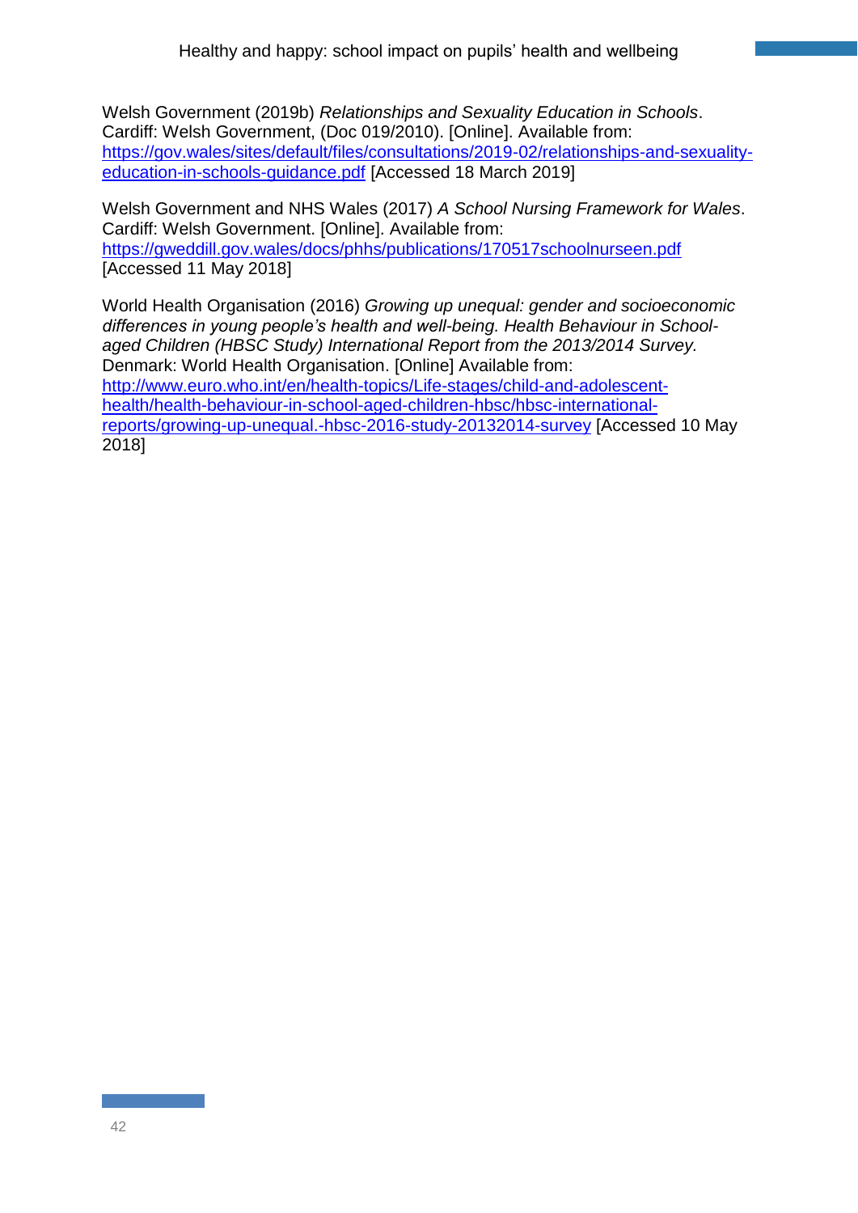Welsh Government (2019b) *Relationships and Sexuality Education in Schools*. Cardiff: Welsh Government, (Doc 019/2010). [Online]. Available from: https://gov.wales/sites/default/files/consultations/2019-02/relationships-and-sexuality-education-in-schools-guidance.pdf [Accessed 18 March 2019]

Welsh Government and NHS Wales (2017) *A School Nursing Framework for Wales*. Cardiff: Welsh Government. [Online]. Available from: https://gweddill.gov.wales/docs/phhs/publications/170517schoolnurseen.pdf [Accessed 11 May 2018]

World Health Organisation (2016) *Growing up unequal: gender and socioeconomic differences in young people's health and well-being. Health Behaviour in School-aged Children (HBSC Study) International Report from the 2013/2014 Survey.* Denmark: World Health Organisation. [Online] Available from: http://www.euro.who.int/en/health-topics/Life-stages/child-and-adolescent-health/health-behaviour-in-school-aged-children-hbsc/hbsc-international-reports/growing-up-unequal.-hbsc-2016-study-20132014-survey [Accessed 10 May 2018]